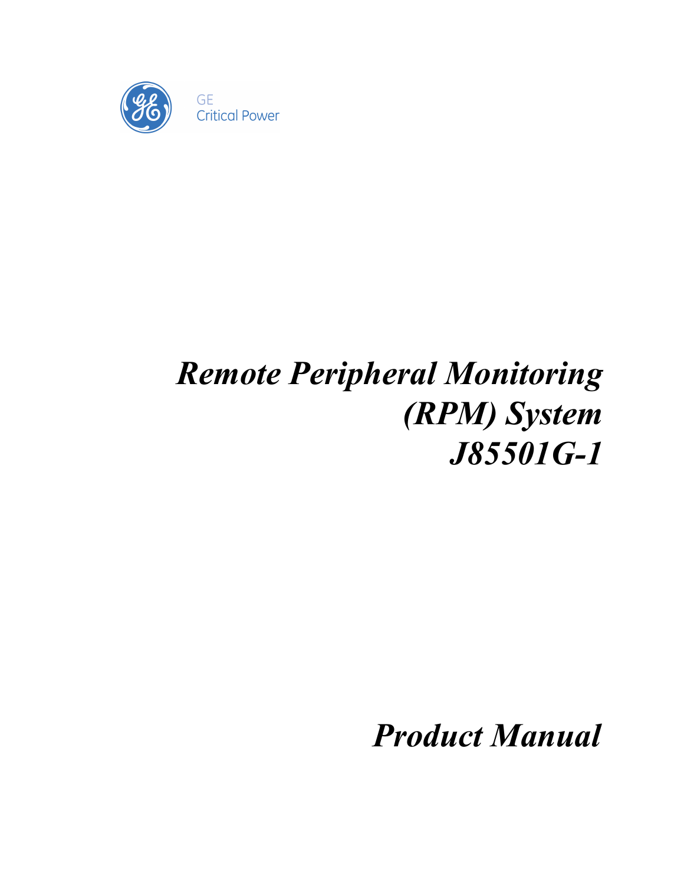GE
Critical Power

# *Remote Peripheral Monitoring (RPM) System J85501G-1*

# *Product Manual*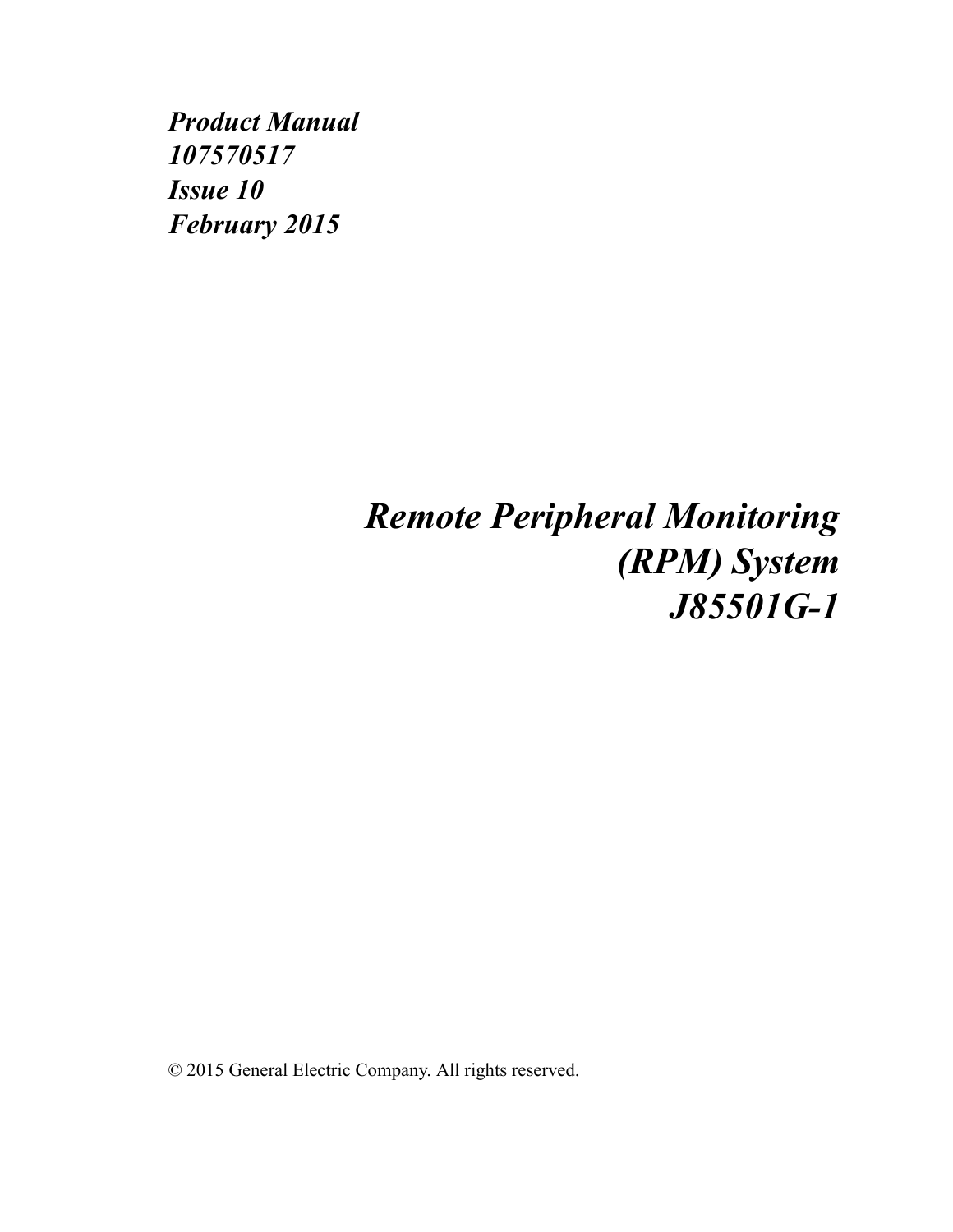*Product Manual*
*107570517*
*Issue 10*
*February 2015*

# *Remote Peripheral Monitoring (RPM) System J85501G-1*

© 2015 General Electric Company. All rights reserved.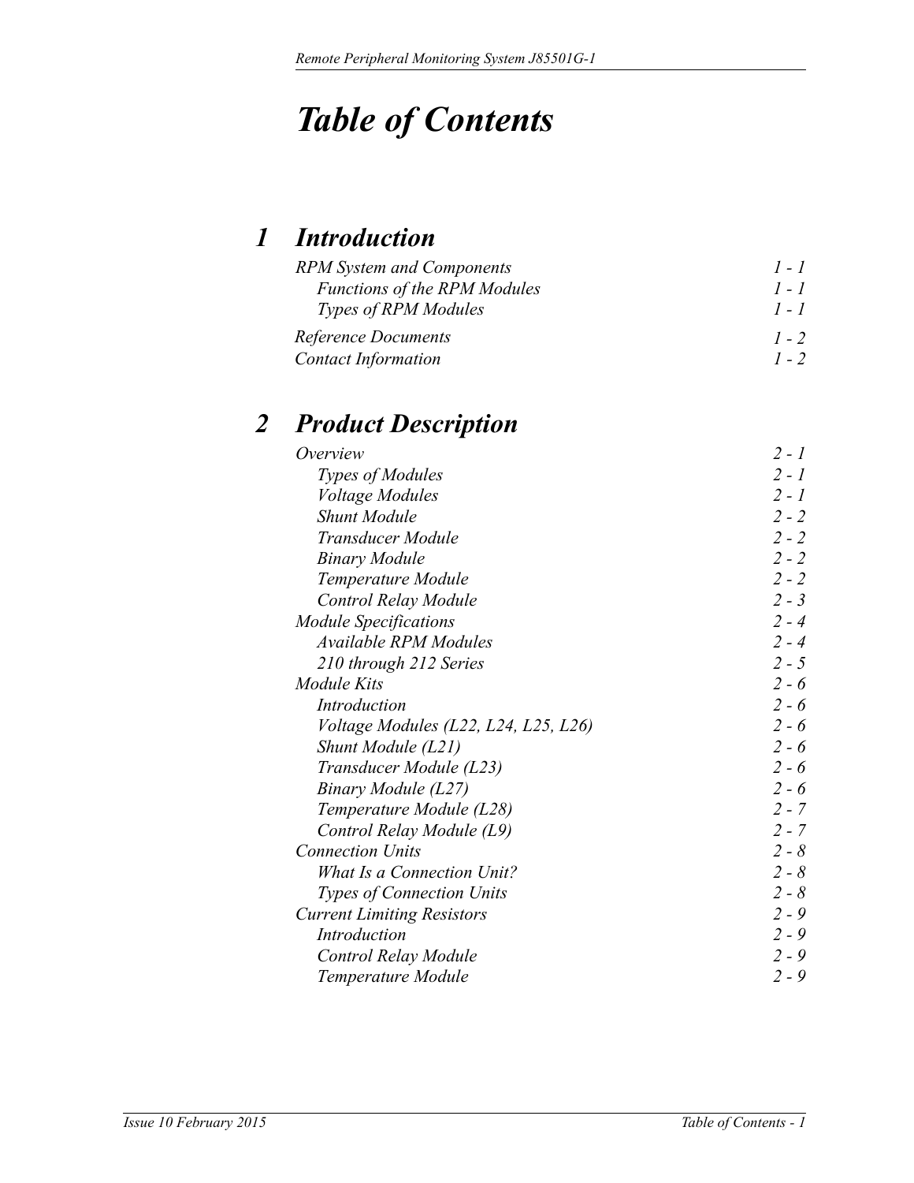# *Table of Contents*

## 1 Introduction

| | |
|---|---|
| *RPM System and Components* | *1 - 1* |
| &nbsp;&nbsp;&nbsp;&nbsp;*Functions of the RPM Modules* | *1 - 1* |
| &nbsp;&nbsp;&nbsp;&nbsp;*Types of RPM Modules* | *1 - 1* |
| *Reference Documents* | *1 - 2* |
| *Contact Information* | *1 - 2* |

## 2 Product Description

| | |
|---|---|
| *Overview* | *2 - 1* |
| &nbsp;&nbsp;&nbsp;&nbsp;*Types of Modules* | *2 - 1* |
| &nbsp;&nbsp;&nbsp;&nbsp;*Voltage Modules* | *2 - 1* |
| &nbsp;&nbsp;&nbsp;&nbsp;*Shunt Module* | *2 - 2* |
| &nbsp;&nbsp;&nbsp;&nbsp;*Transducer Module* | *2 - 2* |
| &nbsp;&nbsp;&nbsp;&nbsp;*Binary Module* | *2 - 2* |
| &nbsp;&nbsp;&nbsp;&nbsp;*Temperature Module* | *2 - 2* |
| &nbsp;&nbsp;&nbsp;&nbsp;*Control Relay Module* | *2 - 3* |
| *Module Specifications* | *2 - 4* |
| &nbsp;&nbsp;&nbsp;&nbsp;*Available RPM Modules* | *2 - 4* |
| &nbsp;&nbsp;&nbsp;&nbsp;*210 through 212 Series* | *2 - 5* |
| *Module Kits* | *2 - 6* |
| &nbsp;&nbsp;&nbsp;&nbsp;*Introduction* | *2 - 6* |
| &nbsp;&nbsp;&nbsp;&nbsp;*Voltage Modules (L22, L24, L25, L26)* | *2 - 6* |
| &nbsp;&nbsp;&nbsp;&nbsp;*Shunt Module (L21)* | *2 - 6* |
| &nbsp;&nbsp;&nbsp;&nbsp;*Transducer Module (L23)* | *2 - 6* |
| &nbsp;&nbsp;&nbsp;&nbsp;*Binary Module (L27)* | *2 - 6* |
| &nbsp;&nbsp;&nbsp;&nbsp;*Temperature Module (L28)* | *2 - 7* |
| &nbsp;&nbsp;&nbsp;&nbsp;*Control Relay Module (L9)* | *2 - 7* |
| *Connection Units* | *2 - 8* |
| &nbsp;&nbsp;&nbsp;&nbsp;*What Is a Connection Unit?* | *2 - 8* |
| &nbsp;&nbsp;&nbsp;&nbsp;*Types of Connection Units* | *2 - 8* |
| *Current Limiting Resistors* | *2 - 9* |
| &nbsp;&nbsp;&nbsp;&nbsp;*Introduction* | *2 - 9* |
| &nbsp;&nbsp;&nbsp;&nbsp;*Control Relay Module* | *2 - 9* |
| &nbsp;&nbsp;&nbsp;&nbsp;*Temperature Module* | *2 - 9* |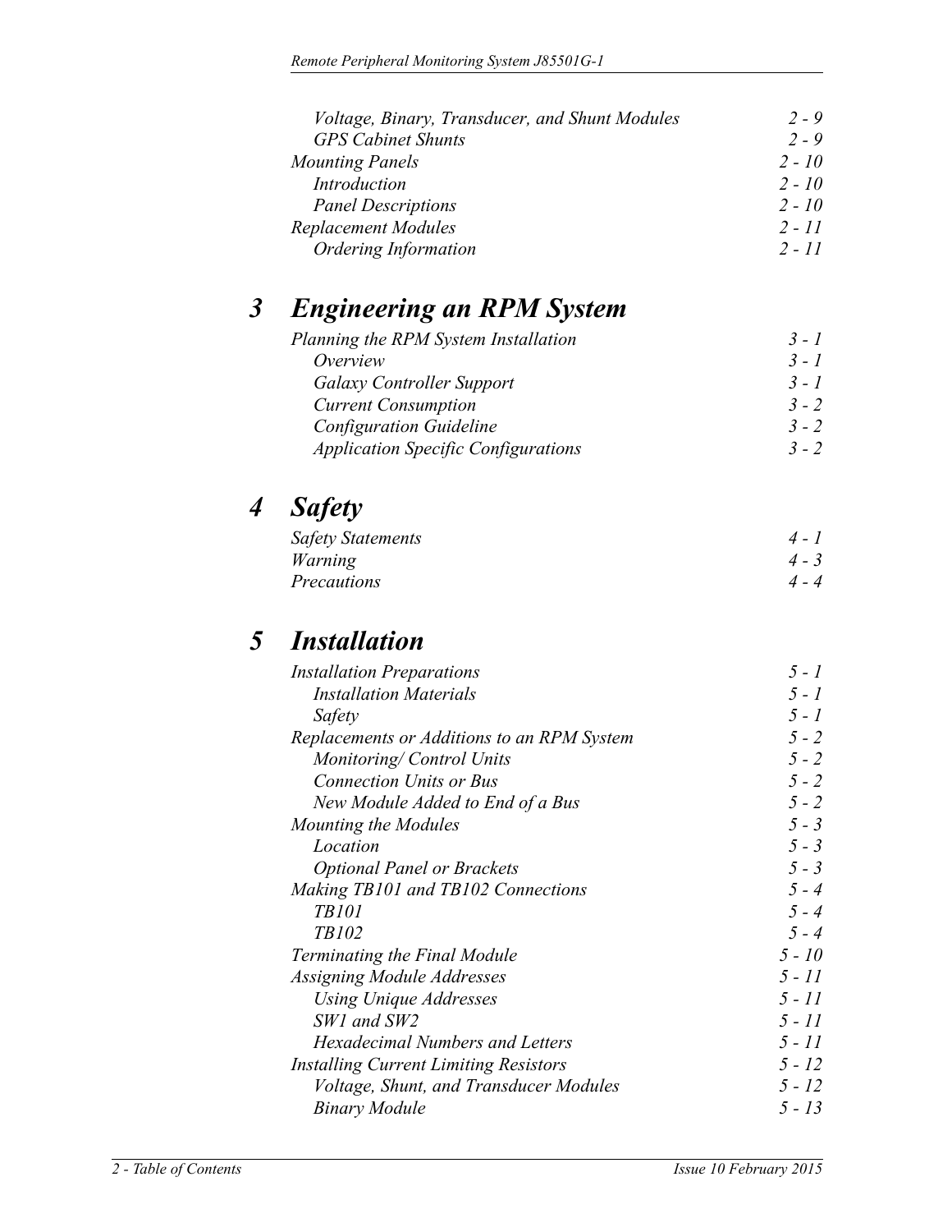*Voltage, Binary, Transducer, and Shunt Modules* 2 - 9
*GPS Cabinet Shunts* 2 - 9
*Mounting Panels* 2 - 10
*Introduction* 2 - 10
*Panel Descriptions* 2 - 10
*Replacement Modules* 2 - 11
*Ordering Information* 2 - 11

# 3 Engineering an RPM System

*Planning the RPM System Installation* 3 - 1
*Overview* 3 - 1
*Galaxy Controller Support* 3 - 1
*Current Consumption* 3 - 2
*Configuration Guideline* 3 - 2
*Application Specific Configurations* 3 - 2

# 4 Safety

*Safety Statements* 4 - 1
*Warning* 4 - 3
*Precautions* 4 - 4

# 5 Installation

*Installation Preparations* 5 - 1
*Installation Materials* 5 - 1
*Safety* 5 - 1
*Replacements or Additions to an RPM System* 5 - 2
*Monitoring/ Control Units* 5 - 2
*Connection Units or Bus* 5 - 2
*New Module Added to End of a Bus* 5 - 2
*Mounting the Modules* 5 - 3
*Location* 5 - 3
*Optional Panel or Brackets* 5 - 3
*Making TB101 and TB102 Connections* 5 - 4
*TB101* 5 - 4
*TB102* 5 - 4
*Terminating the Final Module* 5 - 10
*Assigning Module Addresses* 5 - 11
*Using Unique Addresses* 5 - 11
*SW1 and SW2* 5 - 11
*Hexadecimal Numbers and Letters* 5 - 11
*Installing Current Limiting Resistors* 5 - 12
*Voltage, Shunt, and Transducer Modules* 5 - 12
*Binary Module* 5 - 13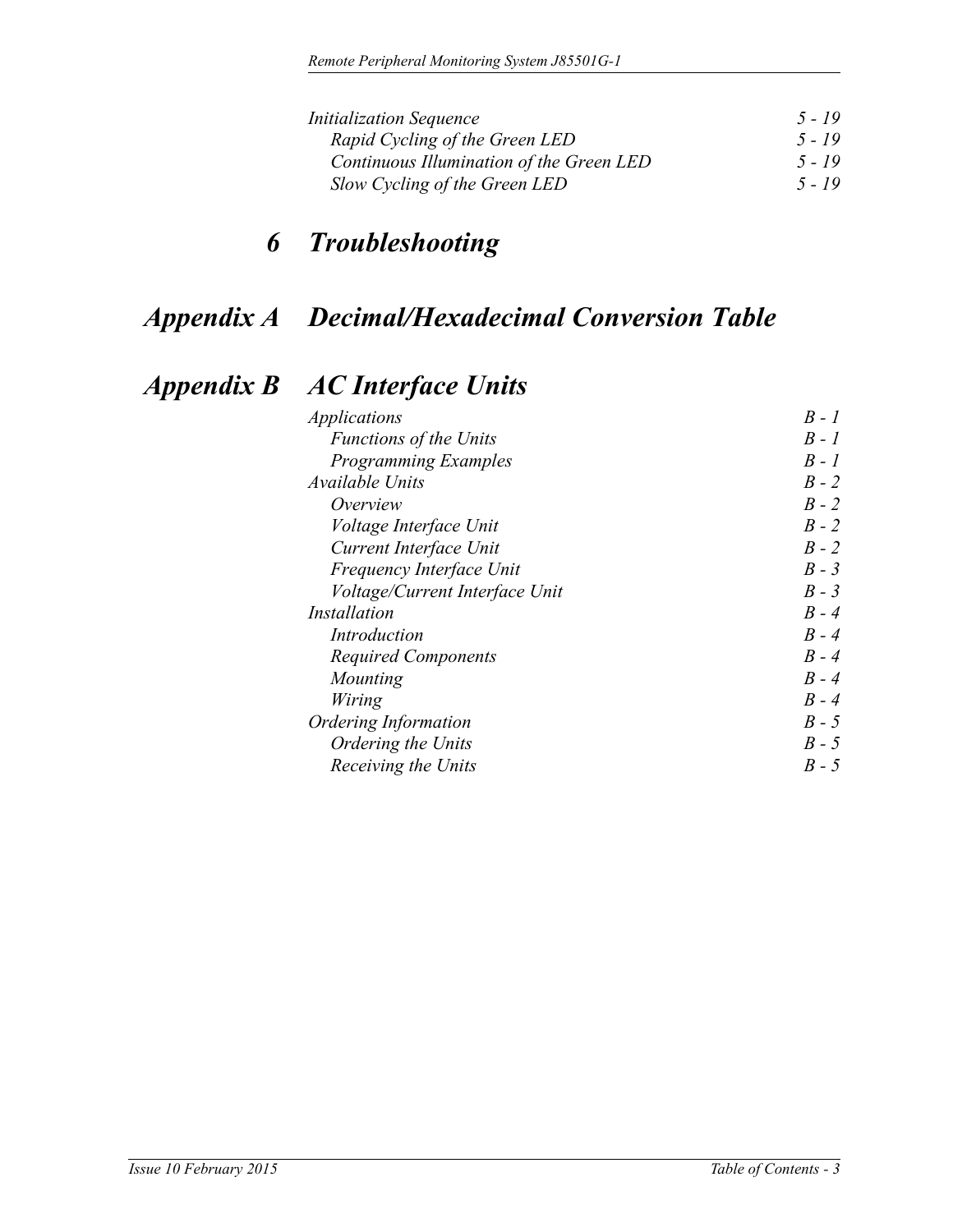*Initialization Sequence* *5 - 19*

*Rapid Cycling of the Green LED* *5 - 19*

*Continuous Illumination of the Green LED* *5 - 19*

*Slow Cycling of the Green LED* *5 - 19*

# *6 Troubleshooting*

# *Appendix A Decimal/Hexadecimal Conversion Table*

# *Appendix B AC Interface Units*

*Applications* *B - 1*

*Functions of the Units* *B - 1*

*Programming Examples* *B - 1*

*Available Units* *B - 2*

*Overview* *B - 2*

*Voltage Interface Unit* *B - 2*

*Current Interface Unit* *B - 2*

*Frequency Interface Unit* *B - 3*

*Voltage/Current Interface Unit* *B - 3*

*Installation* *B - 4*

*Introduction* *B - 4*

*Required Components* *B - 4*

*Mounting* *B - 4*

*Wiring* *B - 4*

*Ordering Information* *B - 5*

*Ordering the Units* *B - 5*

*Receiving the Units* *B - 5*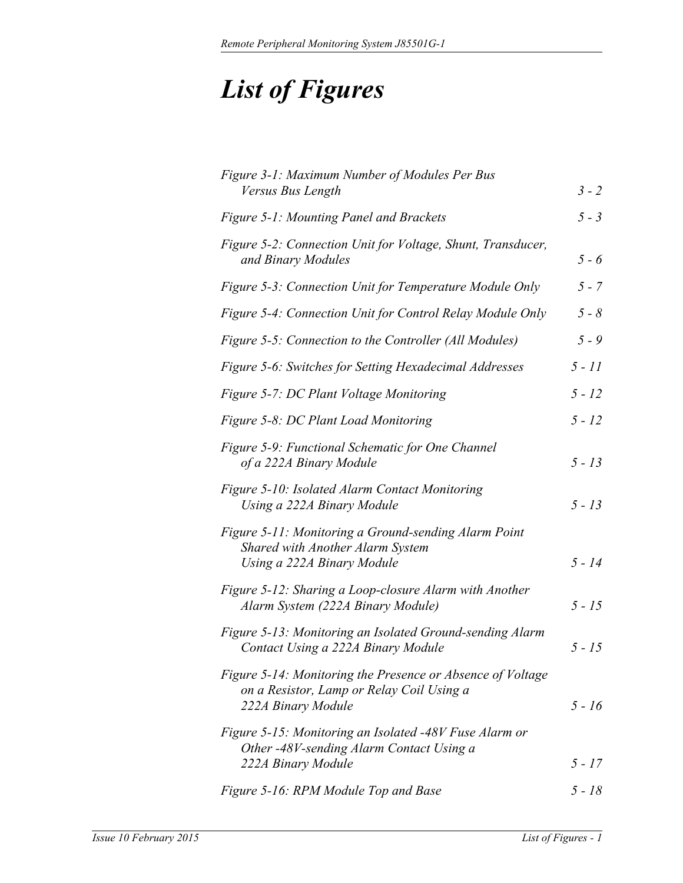# *List of Figures*

| | |
|---|---|
| *Figure 3-1: Maximum Number of Modules Per Bus Versus Bus Length* | *3 - 2* |
| *Figure 5-1: Mounting Panel and Brackets* | *5 - 3* |
| *Figure 5-2: Connection Unit for Voltage, Shunt, Transducer, and Binary Modules* | *5 - 6* |
| *Figure 5-3: Connection Unit for Temperature Module Only* | *5 - 7* |
| *Figure 5-4: Connection Unit for Control Relay Module Only* | *5 - 8* |
| *Figure 5-5: Connection to the Controller (All Modules)* | *5 - 9* |
| *Figure 5-6: Switches for Setting Hexadecimal Addresses* | *5 - 11* |
| *Figure 5-7: DC Plant Voltage Monitoring* | *5 - 12* |
| *Figure 5-8: DC Plant Load Monitoring* | *5 - 12* |
| *Figure 5-9: Functional Schematic for One Channel of a 222A Binary Module* | *5 - 13* |
| *Figure 5-10: Isolated Alarm Contact Monitoring Using a 222A Binary Module* | *5 - 13* |
| *Figure 5-11: Monitoring a Ground-sending Alarm Point Shared with Another Alarm System Using a 222A Binary Module* | *5 - 14* |
| *Figure 5-12: Sharing a Loop-closure Alarm with Another Alarm System (222A Binary Module)* | *5 - 15* |
| *Figure 5-13: Monitoring an Isolated Ground-sending Alarm Contact Using a 222A Binary Module* | *5 - 15* |
| *Figure 5-14: Monitoring the Presence or Absence of Voltage on a Resistor, Lamp or Relay Coil Using a 222A Binary Module* | *5 - 16* |
| *Figure 5-15: Monitoring an Isolated -48V Fuse Alarm or Other -48V-sending Alarm Contact Using a 222A Binary Module* | *5 - 17* |
| *Figure 5-16: RPM Module Top and Base* | *5 - 18* |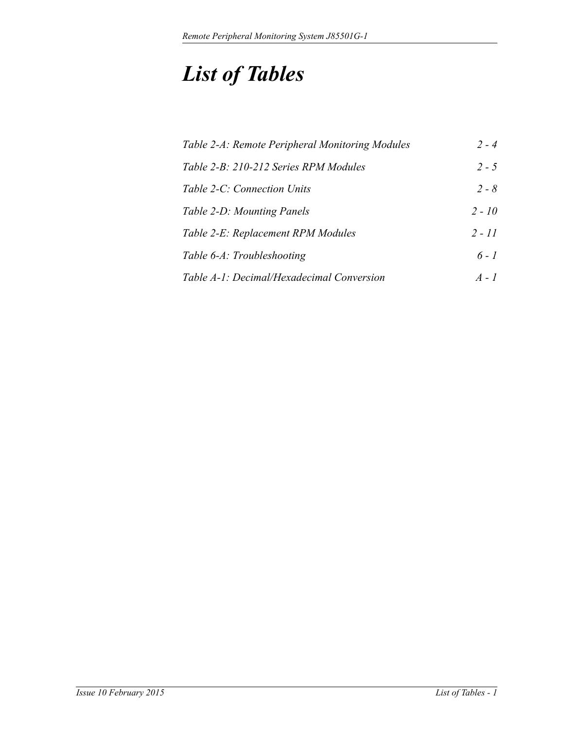# *List of Tables*

*Table 2-A: Remote Peripheral Monitoring Modules* *2 - 4*

*Table 2-B: 210-212 Series RPM Modules* *2 - 5*

*Table 2-C: Connection Units* *2 - 8*

*Table 2-D: Mounting Panels* *2 - 10*

*Table 2-E: Replacement RPM Modules* *2 - 11*

*Table 6-A: Troubleshooting* *6 - 1*

*Table A-1: Decimal/Hexadecimal Conversion* *A - 1*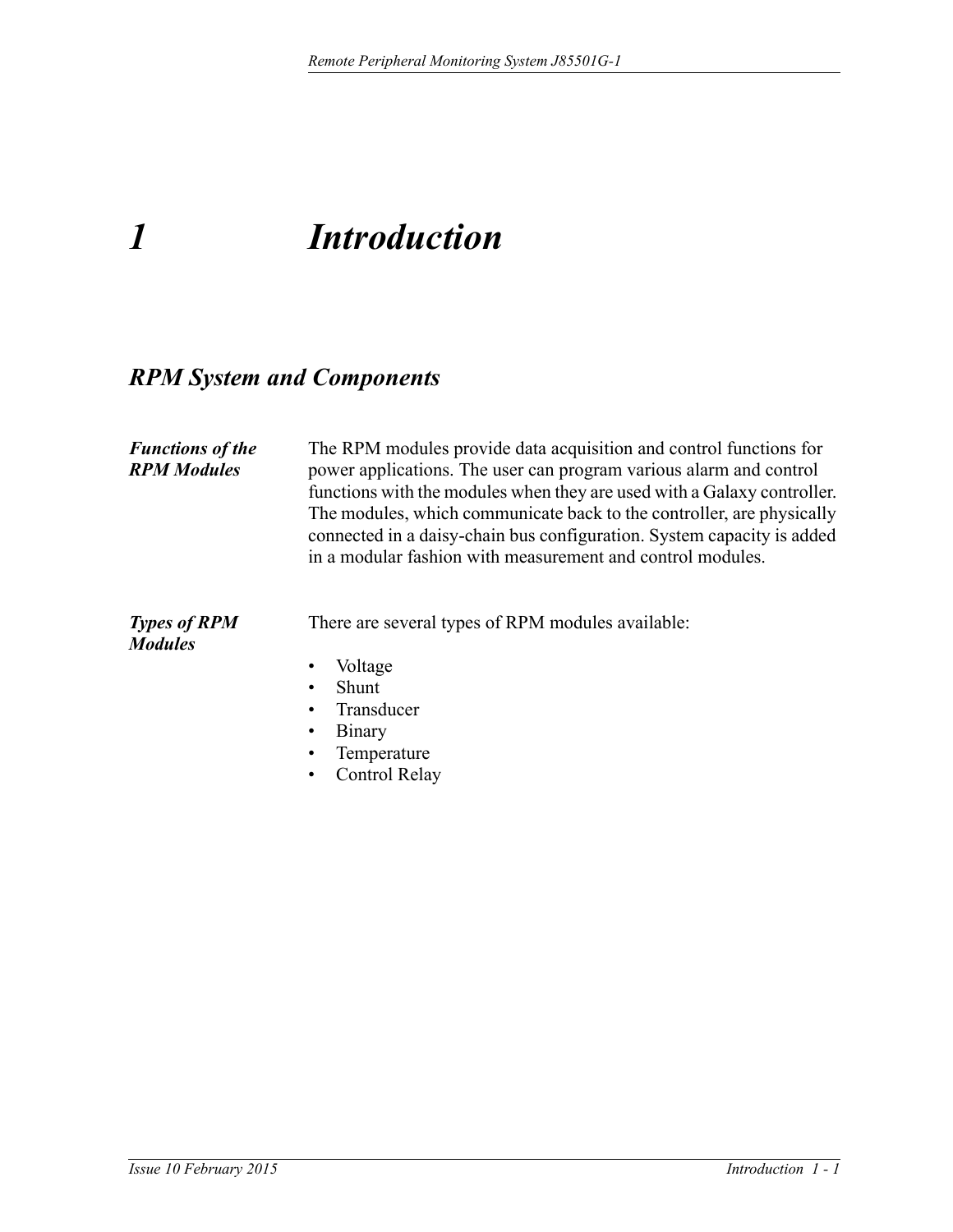# 1 Introduction

## RPM System and Components

### Functions of the RPM Modules

The RPM modules provide data acquisition and control functions for power applications. The user can program various alarm and control functions with the modules when they are used with a Galaxy controller. The modules, which communicate back to the controller, are physically connected in a daisy-chain bus configuration. System capacity is added in a modular fashion with measurement and control modules.

### Types of RPM Modules

There are several types of RPM modules available:

- Voltage
- Shunt
- Transducer
- Binary
- Temperature
- Control Relay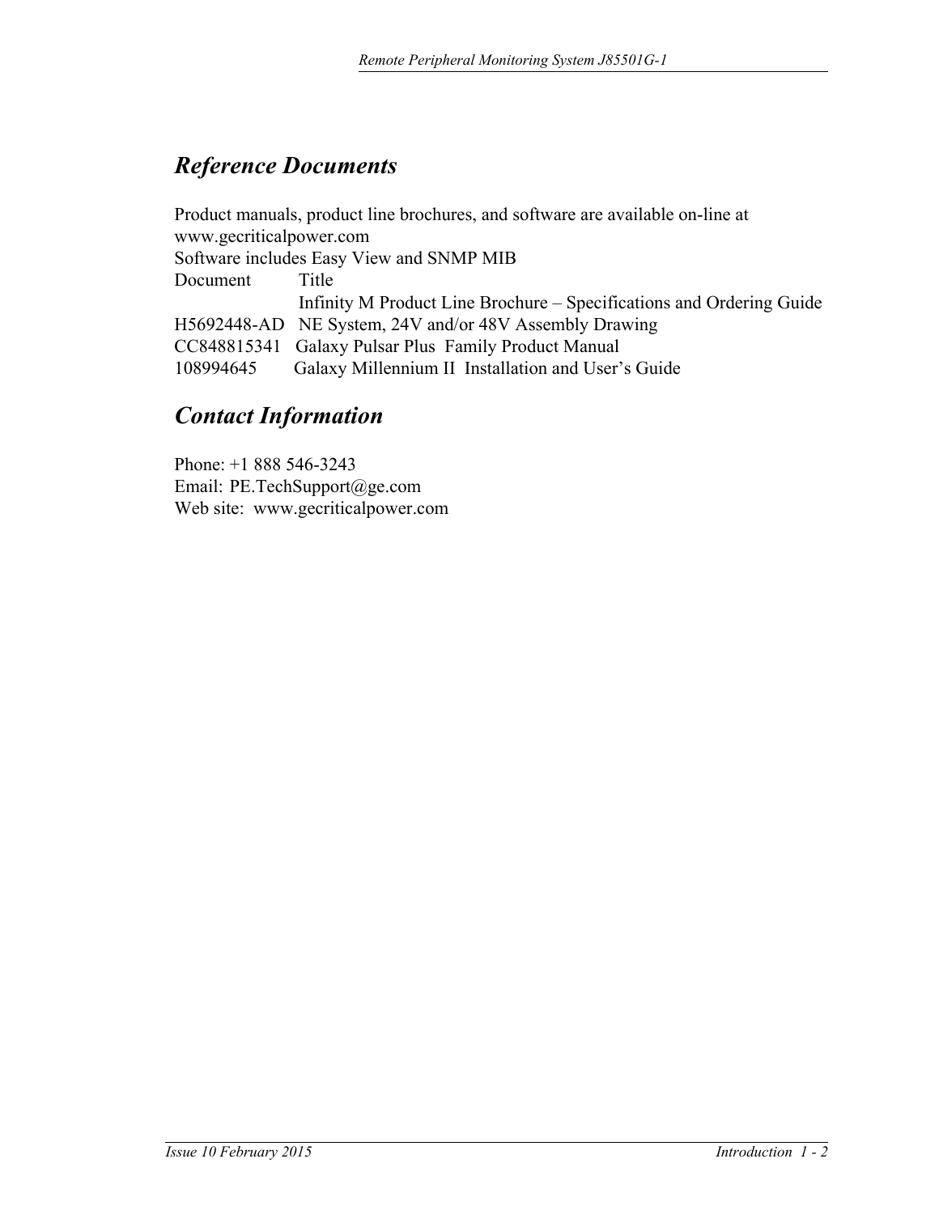## *Reference Documents*

Product manuals, product line brochures, and software are available on-line at www.gecriticalpower.com

Software includes Easy View and SNMP MIB

| Document | Title |
| --- | --- |
| | Infinity M Product Line Brochure – Specifications and Ordering Guide |
| H5692448-AD | NE System, 24V and/or 48V Assembly Drawing |
| CC848815341 | Galaxy Pulsar Plus Family Product Manual |
| 108994645 | Galaxy Millennium II Installation and User's Guide |

## *Contact Information*

Phone: +1 888 546-3243
Email: PE.TechSupport@ge.com
Web site: www.gecriticalpower.com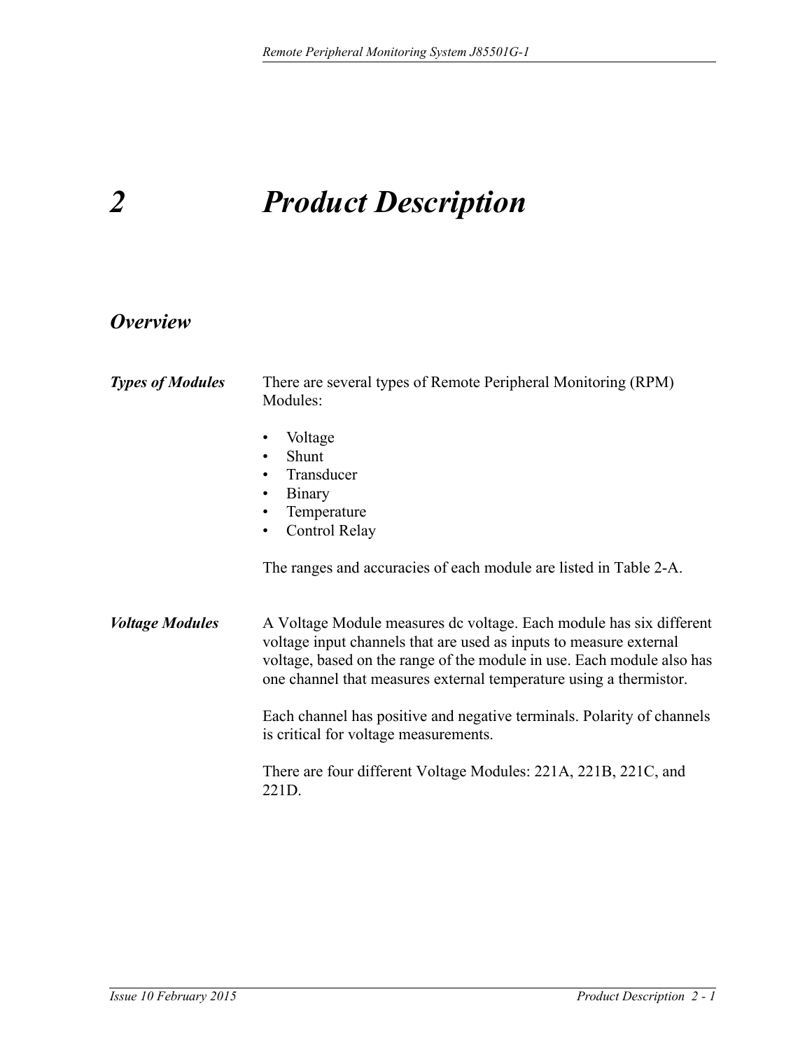# 2 Product Description

## Overview

***Types of Modules***

There are several types of Remote Peripheral Monitoring (RPM) Modules:

- Voltage
- Shunt
- Transducer
- Binary
- Temperature
- Control Relay

The ranges and accuracies of each module are listed in Table 2-A.

***Voltage Modules***

A Voltage Module measures dc voltage. Each module has six different voltage input channels that are used as inputs to measure external voltage, based on the range of the module in use. Each module also has one channel that measures external temperature using a thermistor.

Each channel has positive and negative terminals. Polarity of channels is critical for voltage measurements.

There are four different Voltage Modules: 221A, 221B, 221C, and 221D.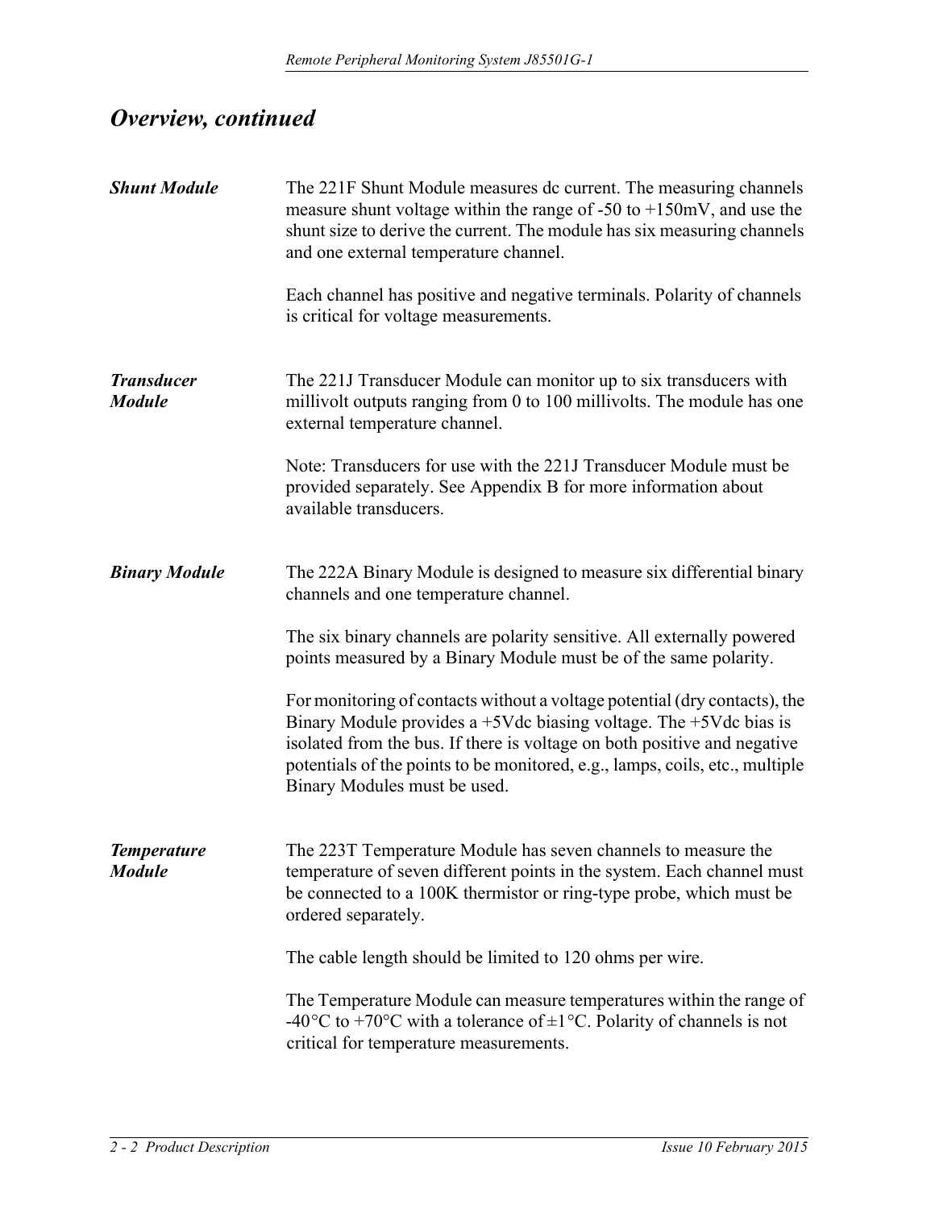## *Overview, continued*

### *Shunt Module*

The 221F Shunt Module measures dc current. The measuring channels measure shunt voltage within the range of -50 to +150mV, and use the shunt size to derive the current. The module has six measuring channels and one external temperature channel.

Each channel has positive and negative terminals. Polarity of channels is critical for voltage measurements.

### *Transducer Module*

The 221J Transducer Module can monitor up to six transducers with millivolt outputs ranging from 0 to 100 millivolts. The module has one external temperature channel.

Note: Transducers for use with the 221J Transducer Module must be provided separately. See Appendix B for more information about available transducers.

### *Binary Module*

The 222A Binary Module is designed to measure six differential binary channels and one temperature channel.

The six binary channels are polarity sensitive. All externally powered points measured by a Binary Module must be of the same polarity.

For monitoring of contacts without a voltage potential (dry contacts), the Binary Module provides a +5Vdc biasing voltage. The +5Vdc bias is isolated from the bus. If there is voltage on both positive and negative potentials of the points to be monitored, e.g., lamps, coils, etc., multiple Binary Modules must be used.

### *Temperature Module*

The 223T Temperature Module has seven channels to measure the temperature of seven different points in the system. Each channel must be connected to a 100K thermistor or ring-type probe, which must be ordered separately.

The cable length should be limited to 120 ohms per wire.

The Temperature Module can measure temperatures within the range of -40°C to +70°C with a tolerance of ±1°C. Polarity of channels is not critical for temperature measurements.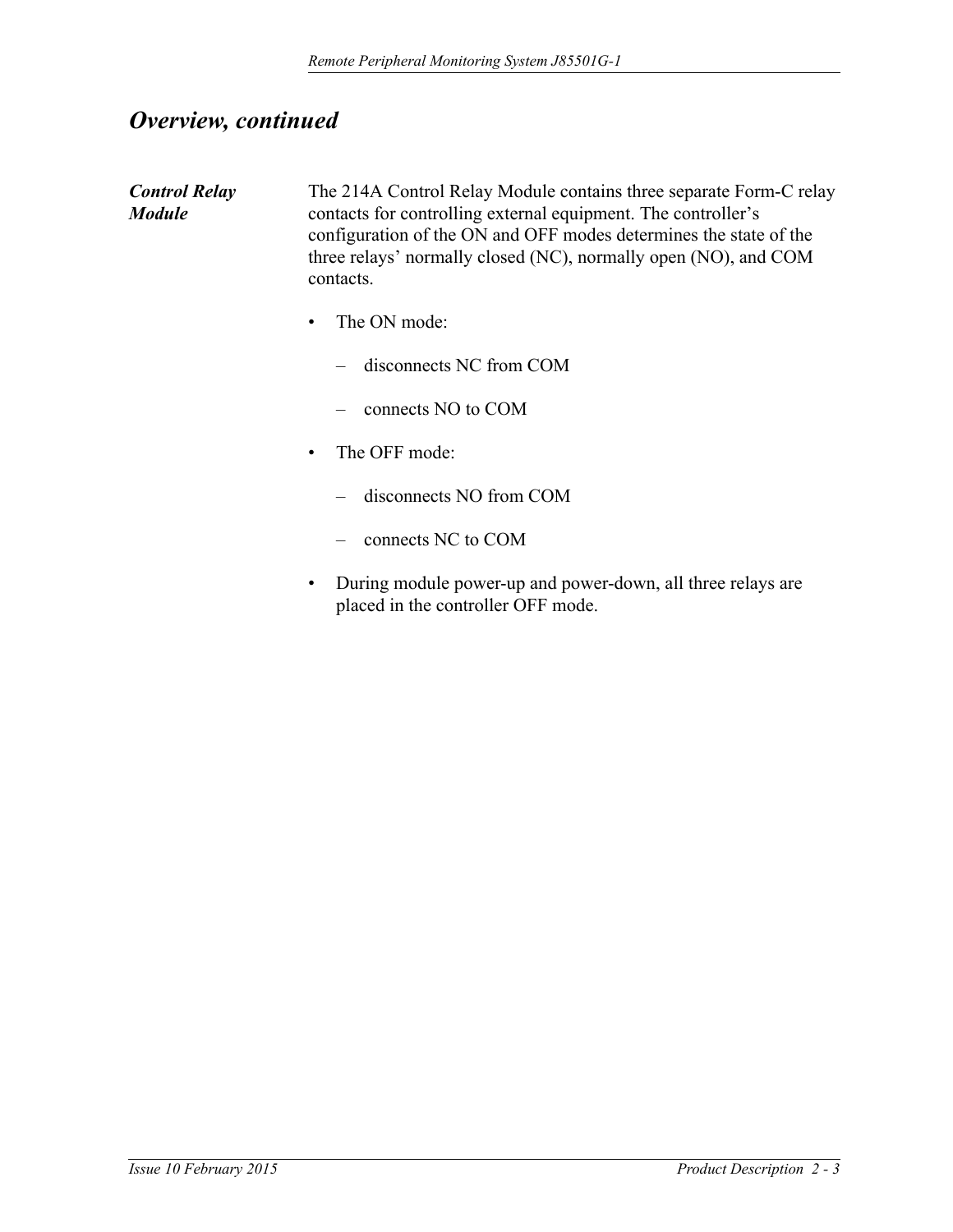## *Overview, continued*

***Control Relay Module***

The 214A Control Relay Module contains three separate Form-C relay contacts for controlling external equipment. The controller's configuration of the ON and OFF modes determines the state of the three relays' normally closed (NC), normally open (NO), and COM contacts.

- The ON mode:
  - disconnects NC from COM
  - connects NO to COM
- The OFF mode:
  - disconnects NO from COM
  - connects NC to COM
- During module power-up and power-down, all three relays are placed in the controller OFF mode.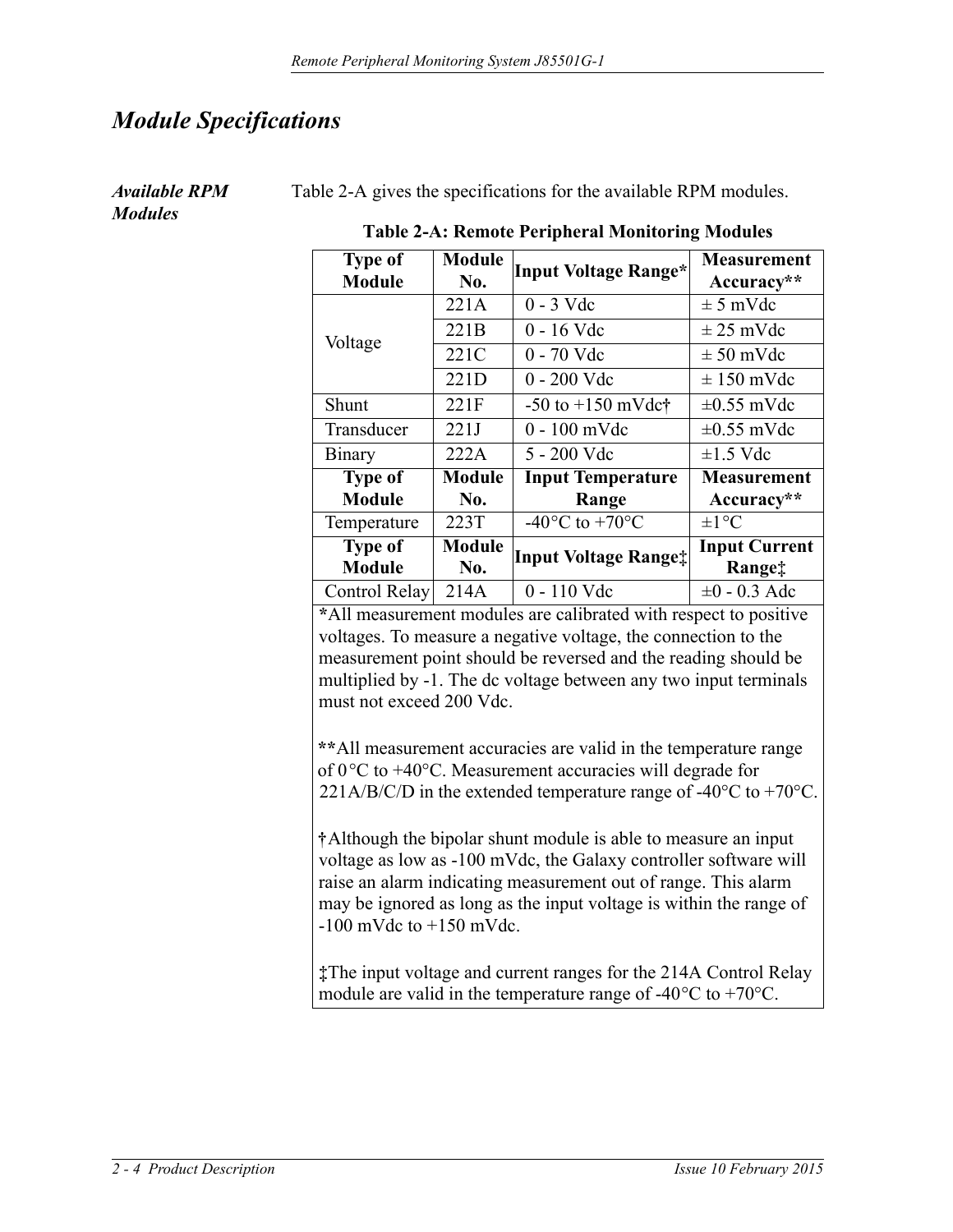# Module Specifications

***Available RPM Modules***

Table 2-A gives the specifications for the available RPM modules.

**Table 2-A: Remote Peripheral Monitoring Modules**

| Type of Module | Module No. | Input Voltage Range* | Measurement Accuracy** |
|---|---|---|---|
| Voltage | 221A | 0 - 3 Vdc | ± 5 mVdc |
| | 221B | 0 - 16 Vdc | ± 25 mVdc |
| | 221C | 0 - 70 Vdc | ± 50 mVdc |
| | 221D | 0 - 200 Vdc | ± 150 mVdc |
| Shunt | 221F | -50 to +150 mVdc† | ±0.55 mVdc |
| Transducer | 221J | 0 - 100 mVdc | ±0.55 mVdc |
| Binary | 222A | 5 - 200 Vdc | ±1.5 Vdc |
| **Type of Module** | **Module No.** | **Input Temperature Range** | **Measurement Accuracy**** |
| Temperature | 223T | -40°C to +70°C | ±1°C |
| **Type of Module** | **Module No.** | **Input Voltage Range‡** | **Input Current Range‡** |
| Control Relay | 214A | 0 - 110 Vdc | ±0 - 0.3 Adc |

**\***All measurement modules are calibrated with respect to positive voltages. To measure a negative voltage, the connection to the measurement point should be reversed and the reading should be multiplied by -1. The dc voltage between any two input terminals must not exceed 200 Vdc.

**\*\***All measurement accuracies are valid in the temperature range of 0 °C to +40°C. Measurement accuracies will degrade for 221A/B/C/D in the extended temperature range of -40°C to +70°C.

**†**Although the bipolar shunt module is able to measure an input voltage as low as -100 mVdc, the Galaxy controller software will raise an alarm indicating measurement out of range. This alarm may be ignored as long as the input voltage is within the range of -100 mVdc to +150 mVdc.

**‡**The input voltage and current ranges for the 214A Control Relay module are valid in the temperature range of -40°C to +70°C.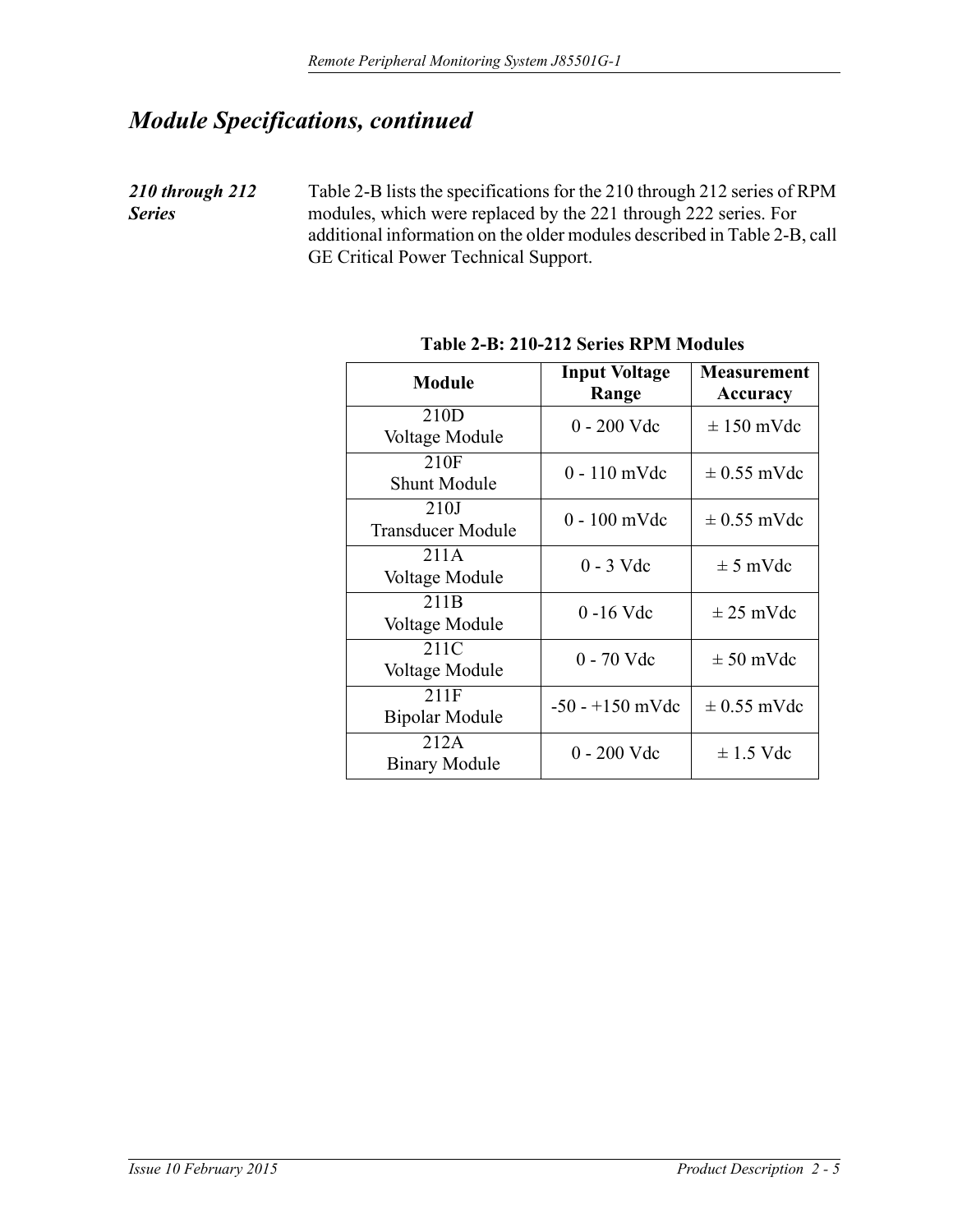## *Module Specifications, continued*

***210 through 212 Series***

Table 2-B lists the specifications for the 210 through 212 series of RPM modules, which were replaced by the 221 through 222 series. For additional information on the older modules described in Table 2-B, call GE Critical Power Technical Support.

**Table 2-B: 210-212 Series RPM Modules**

| Module | Input Voltage Range | Measurement Accuracy |
|---|---|---|
| 210D Voltage Module | 0 - 200 Vdc | ± 150 mVdc |
| 210F Shunt Module | 0 - 110 mVdc | ± 0.55 mVdc |
| 210J Transducer Module | 0 - 100 mVdc | ± 0.55 mVdc |
| 211A Voltage Module | 0 - 3 Vdc | ± 5 mVdc |
| 211B Voltage Module | 0 -16 Vdc | ± 25 mVdc |
| 211C Voltage Module | 0 - 70 Vdc | ± 50 mVdc |
| 211F Bipolar Module | -50 - +150 mVdc | ± 0.55 mVdc |
| 212A Binary Module | 0 - 200 Vdc | ± 1.5 Vdc |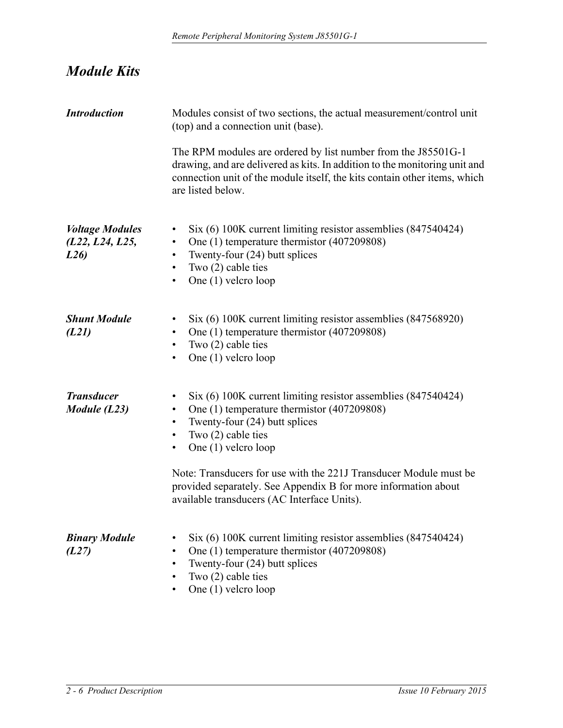## *Module Kits*

***Introduction***

Modules consist of two sections, the actual measurement/control unit (top) and a connection unit (base).

The RPM modules are ordered by list number from the J85501G-1 drawing, and are delivered as kits. In addition to the monitoring unit and connection unit of the module itself, the kits contain other items, which are listed below.

***Voltage Modules (L22, L24, L25, L26)***

- Six (6) 100K current limiting resistor assemblies (847540424)
- One (1) temperature thermistor (407209808)
- Twenty-four (24) butt splices
- Two (2) cable ties
- One (1) velcro loop

***Shunt Module (L21)***

- Six (6) 100K current limiting resistor assemblies (847568920)
- One (1) temperature thermistor (407209808)
- Two (2) cable ties
- One (1) velcro loop

***Transducer Module (L23)***

- Six (6) 100K current limiting resistor assemblies (847540424)
- One (1) temperature thermistor (407209808)
- Twenty-four (24) butt splices
- Two (2) cable ties
- One (1) velcro loop

Note: Transducers for use with the 221J Transducer Module must be provided separately. See Appendix B for more information about available transducers (AC Interface Units).

***Binary Module (L27)***

- Six (6) 100K current limiting resistor assemblies (847540424)
- One (1) temperature thermistor (407209808)
- Twenty-four (24) butt splices
- Two (2) cable ties
- One (1) velcro loop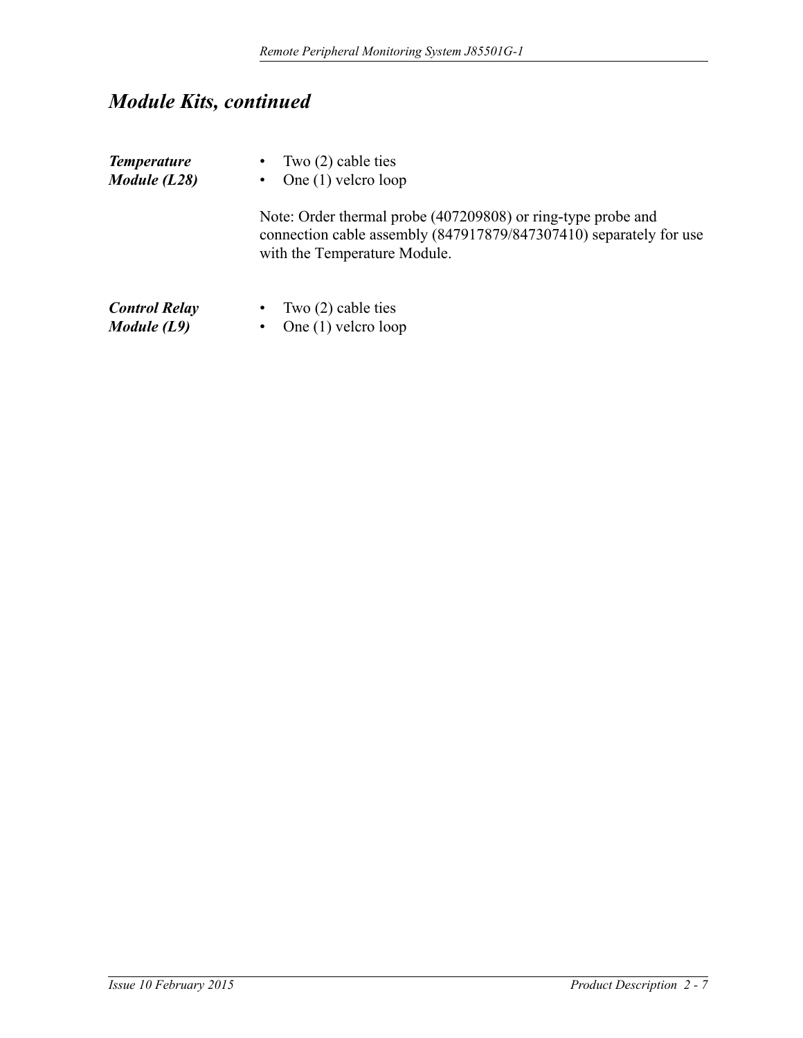## *Module Kits, continued*

***Temperature Module (L28)***

- Two (2) cable ties
- One (1) velcro loop

Note: Order thermal probe (407209808) or ring-type probe and connection cable assembly (847917879/847307410) separately for use with the Temperature Module.

***Control Relay Module (L9)***

- Two (2) cable ties
- One (1) velcro loop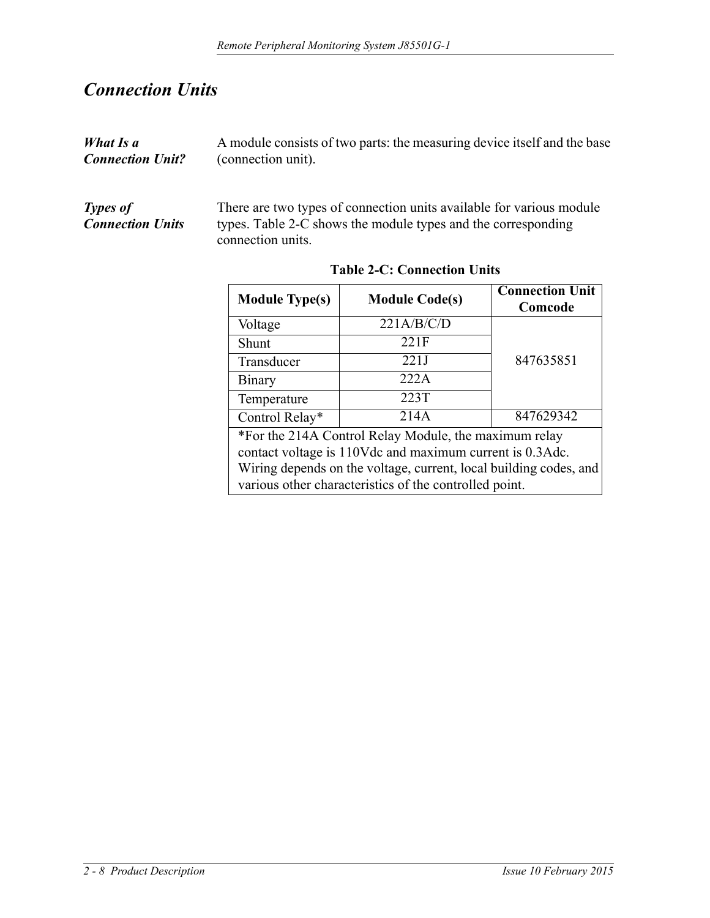# *Connection Units*

***What Is a Connection Unit?***

A module consists of two parts: the measuring device itself and the base (connection unit).

***Types of Connection Units***

There are two types of connection units available for various module types. Table 2-C shows the module types and the corresponding connection units.

**Table 2-C: Connection Units**

| Module Type(s) | Module Code(s) | Connection Unit Comcode |
|---|---|---|
| Voltage | 221A/B/C/D | 847635851 |
| Shunt | 221F | |
| Transducer | 221J | |
| Binary | 222A | |
| Temperature | 223T | |
| Control Relay* | 214A | 847629342 |
| *For the 214A Control Relay Module, the maximum relay contact voltage is 110Vdc and maximum current is 0.3Adc. Wiring depends on the voltage, current, local building codes, and various other characteristics of the controlled point. | | |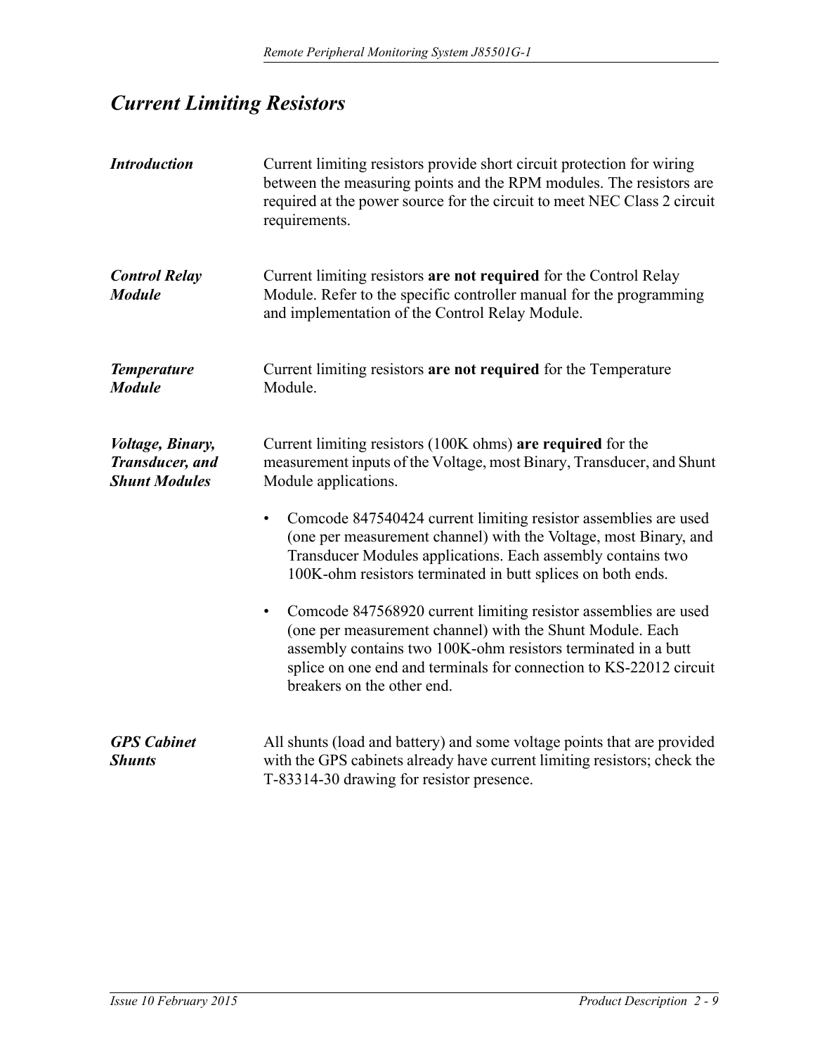## *Current Limiting Resistors*

***Introduction***

Current limiting resistors provide short circuit protection for wiring between the measuring points and the RPM modules. The resistors are required at the power source for the circuit to meet NEC Class 2 circuit requirements.

***Control Relay Module***

Current limiting resistors **are not required** for the Control Relay Module. Refer to the specific controller manual for the programming and implementation of the Control Relay Module.

***Temperature Module***

Current limiting resistors **are not required** for the Temperature Module.

***Voltage, Binary, Transducer, and Shunt Modules***

Current limiting resistors (100K ohms) **are required** for the measurement inputs of the Voltage, most Binary, Transducer, and Shunt Module applications.

- Comcode 847540424 current limiting resistor assemblies are used (one per measurement channel) with the Voltage, most Binary, and Transducer Modules applications. Each assembly contains two 100K-ohm resistors terminated in butt splices on both ends.
- Comcode 847568920 current limiting resistor assemblies are used (one per measurement channel) with the Shunt Module. Each assembly contains two 100K-ohm resistors terminated in a butt splice on one end and terminals for connection to KS-22012 circuit breakers on the other end.

***GPS Cabinet Shunts***

All shunts (load and battery) and some voltage points that are provided with the GPS cabinets already have current limiting resistors; check the T-83314-30 drawing for resistor presence.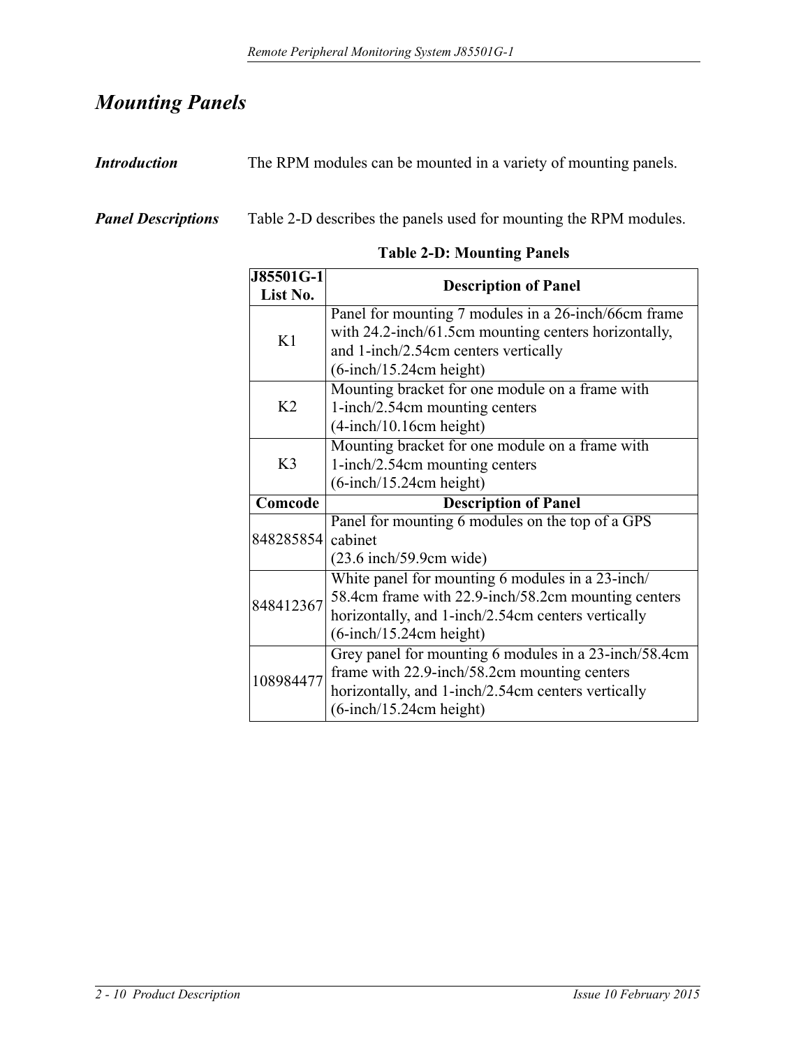## Mounting Panels

***Introduction***

The RPM modules can be mounted in a variety of mounting panels.

***Panel Descriptions***

Table 2-D describes the panels used for mounting the RPM modules.

**Table 2-D: Mounting Panels**

| J85501G-1 List No. | Description of Panel |
|---|---|
| K1 | Panel for mounting 7 modules in a 26-inch/66cm frame with 24.2-inch/61.5cm mounting centers horizontally, and 1-inch/2.54cm centers vertically (6-inch/15.24cm height) |
| K2 | Mounting bracket for one module on a frame with 1-inch/2.54cm mounting centers (4-inch/10.16cm height) |
| K3 | Mounting bracket for one module on a frame with 1-inch/2.54cm mounting centers (6-inch/15.24cm height) |
| **Comcode** | **Description of Panel** |
| 848285854 | Panel for mounting 6 modules on the top of a GPS cabinet (23.6 inch/59.9cm wide) |
| 848412367 | White panel for mounting 6 modules in a 23-inch/58.4cm frame with 22.9-inch/58.2cm mounting centers horizontally, and 1-inch/2.54cm centers vertically (6-inch/15.24cm height) |
| 108984477 | Grey panel for mounting 6 modules in a 23-inch/58.4cm frame with 22.9-inch/58.2cm mounting centers horizontally, and 1-inch/2.54cm centers vertically (6-inch/15.24cm height) |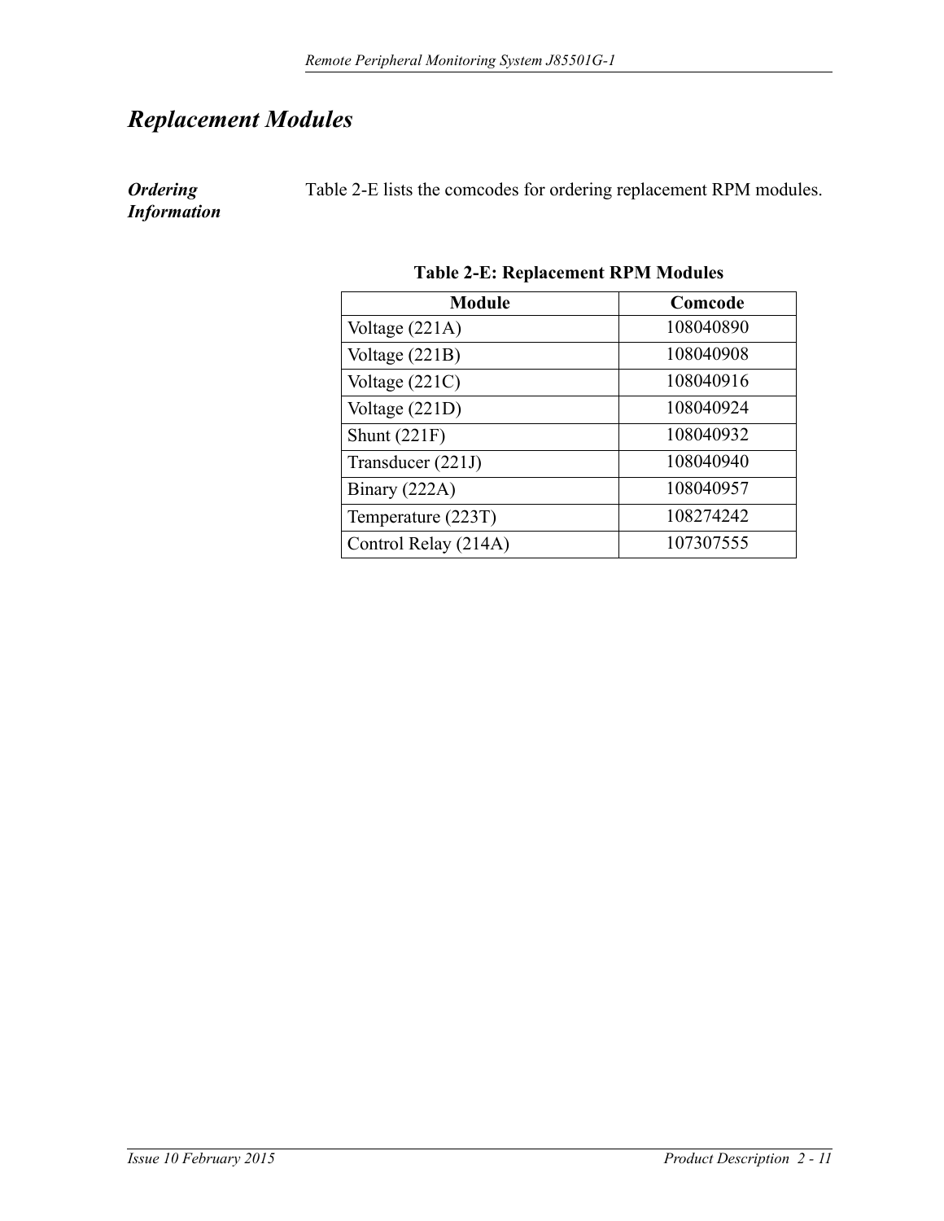# *Replacement Modules*

***Ordering Information***

Table 2-E lists the comcodes for ordering replacement RPM modules.

**Table 2-E: Replacement RPM Modules**

| Module | Comcode |
|---|---|
| Voltage (221A) | 108040890 |
| Voltage (221B) | 108040908 |
| Voltage (221C) | 108040916 |
| Voltage (221D) | 108040924 |
| Shunt (221F) | 108040932 |
| Transducer (221J) | 108040940 |
| Binary (222A) | 108040957 |
| Temperature (223T) | 108274242 |
| Control Relay (214A) | 107307555 |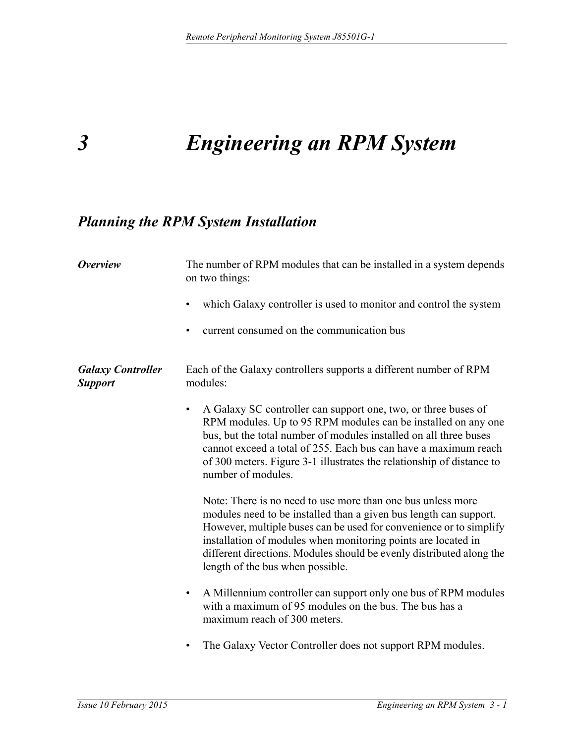# 3 Engineering an RPM System

## Planning the RPM System Installation

***Overview***

The number of RPM modules that can be installed in a system depends on two things:

- which Galaxy controller is used to monitor and control the system
- current consumed on the communication bus

***Galaxy Controller Support***

Each of the Galaxy controllers supports a different number of RPM modules:

- A Galaxy SC controller can support one, two, or three buses of RPM modules. Up to 95 RPM modules can be installed on any one bus, but the total number of modules installed on all three buses cannot exceed a total of 255. Each bus can have a maximum reach of 300 meters. Figure 3-1 illustrates the relationship of distance to number of modules.

  Note: There is no need to use more than one bus unless more modules need to be installed than a given bus length can support. However, multiple buses can be used for convenience or to simplify installation of modules when monitoring points are located in different directions. Modules should be evenly distributed along the length of the bus when possible.

- A Millennium controller can support only one bus of RPM modules with a maximum of 95 modules on the bus. The bus has a maximum reach of 300 meters.

- The Galaxy Vector Controller does not support RPM modules.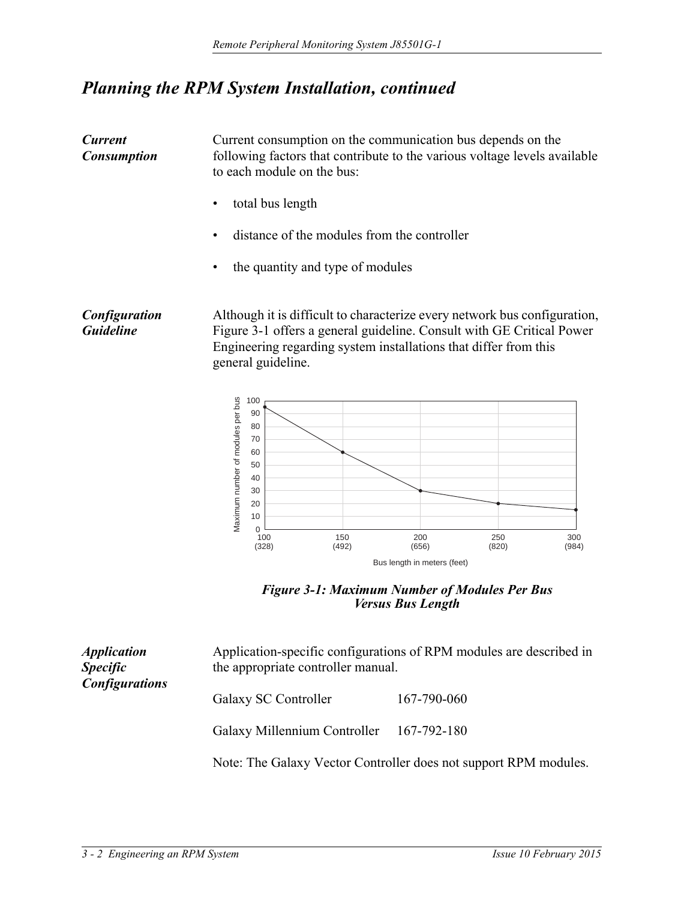## *Planning the RPM System Installation, continued*

***Current Consumption***

Current consumption on the communication bus depends on the following factors that contribute to the various voltage levels available to each module on the bus:

- total bus length
- distance of the modules from the controller
- the quantity and type of modules

***Configuration Guideline***

Although it is difficult to characterize every network bus configuration, Figure 3-1 offers a general guideline. Consult with GE Critical Power Engineering regarding system installations that differ from this general guideline.

| Bus length in meters (feet) | Maximum number of modules per bus |
|---|---|
| 100 (328) | 95 |
| 150 (492) | 60 |
| 200 (656) | 30 |
| 250 (820) | 20 |
| 300 (984) | 15 |

***Figure 3-1: Maximum Number of Modules Per Bus Versus Bus Length***

***Application Specific Configurations***

Application-specific configurations of RPM modules are described in the appropriate controller manual.

| | |
|---|---|
| Galaxy SC Controller | 167-790-060 |
| Galaxy Millennium Controller | 167-792-180 |

Note: The Galaxy Vector Controller does not support RPM modules.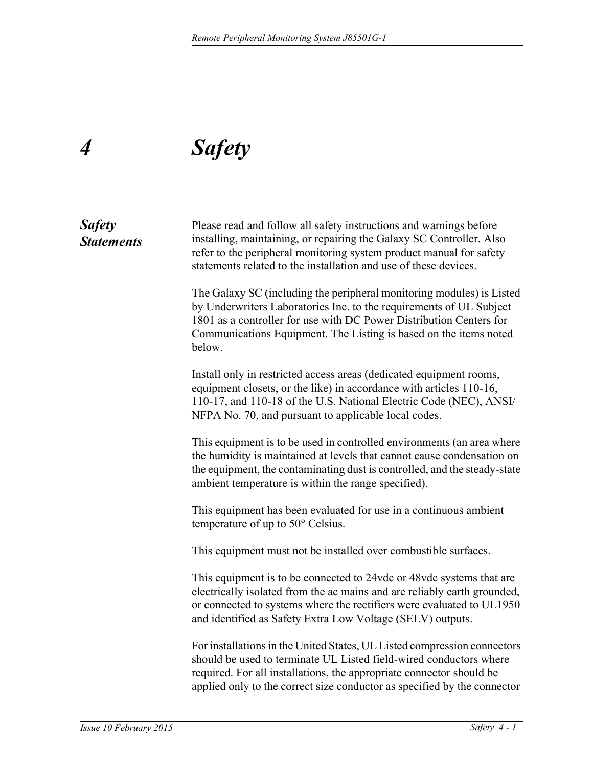# 4 Safety

## Safety Statements

Please read and follow all safety instructions and warnings before installing, maintaining, or repairing the Galaxy SC Controller. Also refer to the peripheral monitoring system product manual for safety statements related to the installation and use of these devices.

The Galaxy SC (including the peripheral monitoring modules) is Listed by Underwriters Laboratories Inc. to the requirements of UL Subject 1801 as a controller for use with DC Power Distribution Centers for Communications Equipment. The Listing is based on the items noted below.

Install only in restricted access areas (dedicated equipment rooms, equipment closets, or the like) in accordance with articles 110-16, 110-17, and 110-18 of the U.S. National Electric Code (NEC), ANSI/NFPA No. 70, and pursuant to applicable local codes.

This equipment is to be used in controlled environments (an area where the humidity is maintained at levels that cannot cause condensation on the equipment, the contaminating dust is controlled, and the steady-state ambient temperature is within the range specified).

This equipment has been evaluated for use in a continuous ambient temperature of up to 50° Celsius.

This equipment must not be installed over combustible surfaces.

This equipment is to be connected to 24vdc or 48vdc systems that are electrically isolated from the ac mains and are reliably earth grounded, or connected to systems where the rectifiers were evaluated to UL1950 and identified as Safety Extra Low Voltage (SELV) outputs.

For installations in the United States, UL Listed compression connectors should be used to terminate UL Listed field-wired conductors where required. For all installations, the appropriate connector should be applied only to the correct size conductor as specified by the connector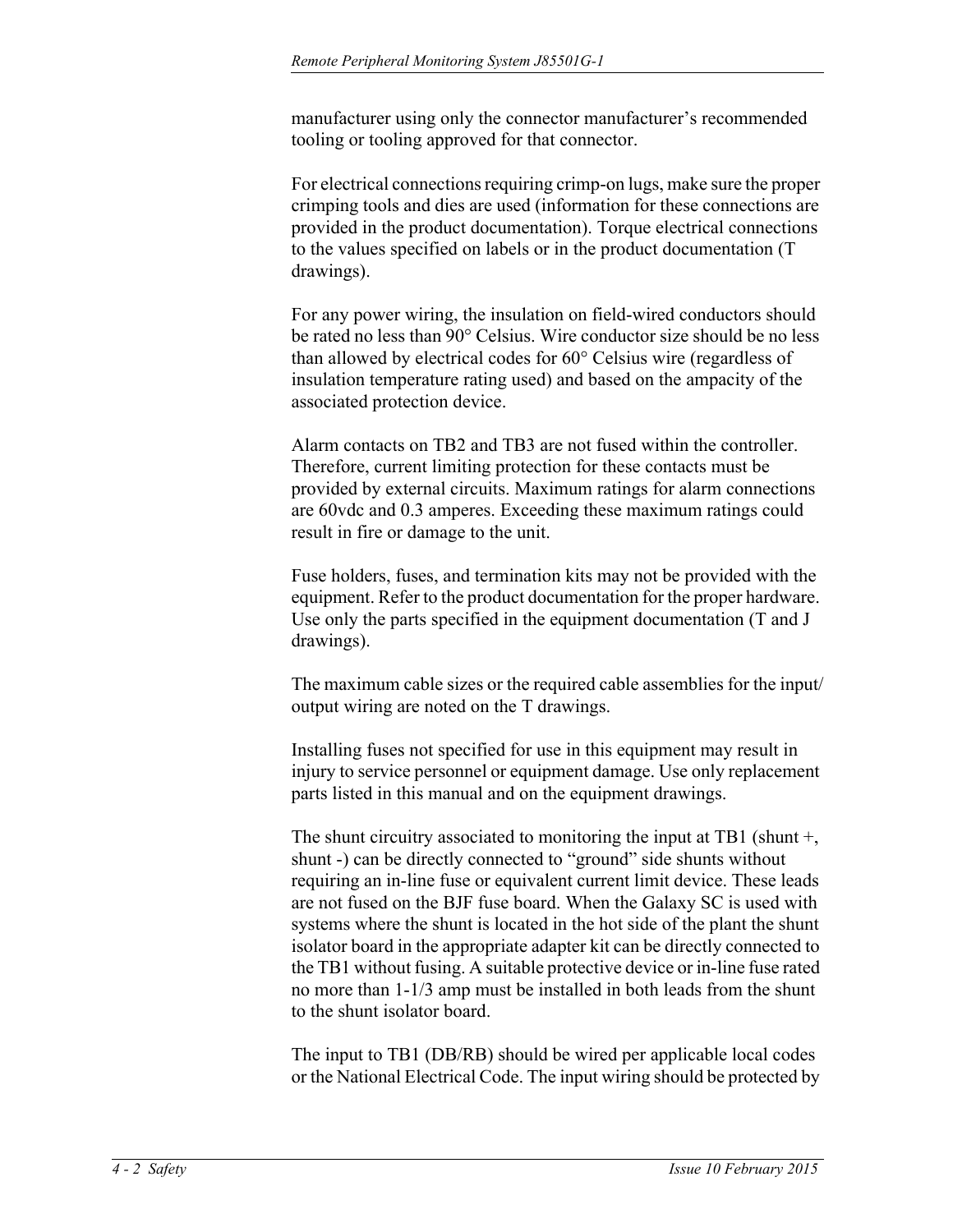manufacturer using only the connector manufacturer's recommended tooling or tooling approved for that connector.

For electrical connections requiring crimp-on lugs, make sure the proper crimping tools and dies are used (information for these connections are provided in the product documentation). Torque electrical connections to the values specified on labels or in the product documentation (T drawings).

For any power wiring, the insulation on field-wired conductors should be rated no less than 90° Celsius. Wire conductor size should be no less than allowed by electrical codes for 60° Celsius wire (regardless of insulation temperature rating used) and based on the ampacity of the associated protection device.

Alarm contacts on TB2 and TB3 are not fused within the controller. Therefore, current limiting protection for these contacts must be provided by external circuits. Maximum ratings for alarm connections are 60vdc and 0.3 amperes. Exceeding these maximum ratings could result in fire or damage to the unit.

Fuse holders, fuses, and termination kits may not be provided with the equipment. Refer to the product documentation for the proper hardware. Use only the parts specified in the equipment documentation (T and J drawings).

The maximum cable sizes or the required cable assemblies for the input/output wiring are noted on the T drawings.

Installing fuses not specified for use in this equipment may result in injury to service personnel or equipment damage. Use only replacement parts listed in this manual and on the equipment drawings.

The shunt circuitry associated to monitoring the input at TB1 (shunt +, shunt -) can be directly connected to "ground" side shunts without requiring an in-line fuse or equivalent current limit device. These leads are not fused on the BJF fuse board. When the Galaxy SC is used with systems where the shunt is located in the hot side of the plant the shunt isolator board in the appropriate adapter kit can be directly connected to the TB1 without fusing. A suitable protective device or in-line fuse rated no more than 1-1/3 amp must be installed in both leads from the shunt to the shunt isolator board.

The input to TB1 (DB/RB) should be wired per applicable local codes or the National Electrical Code. The input wiring should be protected by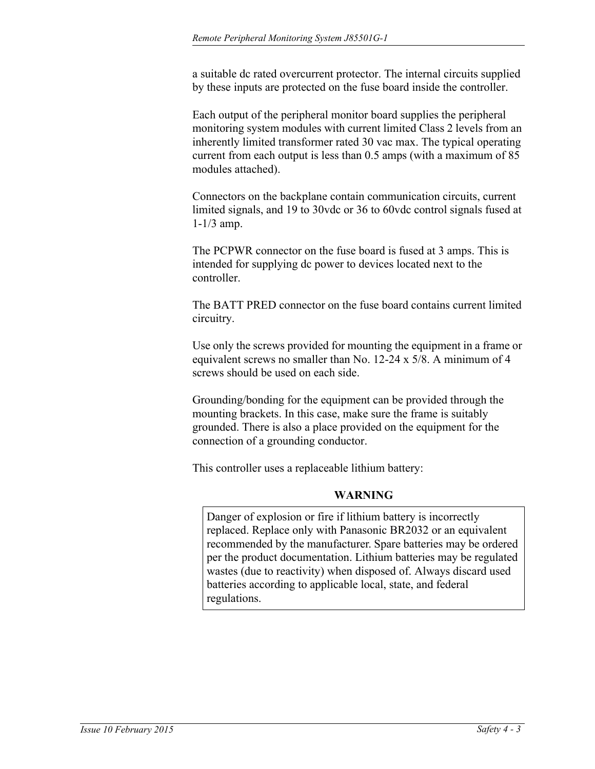a suitable dc rated overcurrent protector. The internal circuits supplied by these inputs are protected on the fuse board inside the controller.

Each output of the peripheral monitor board supplies the peripheral monitoring system modules with current limited Class 2 levels from an inherently limited transformer rated 30 vac max. The typical operating current from each output is less than 0.5 amps (with a maximum of 85 modules attached).

Connectors on the backplane contain communication circuits, current limited signals, and 19 to 30vdc or 36 to 60vdc control signals fused at 1-1/3 amp.

The PCPWR connector on the fuse board is fused at 3 amps. This is intended for supplying dc power to devices located next to the controller.

The BATT PRED connector on the fuse board contains current limited circuitry.

Use only the screws provided for mounting the equipment in a frame or equivalent screws no smaller than No. 12-24 x 5/8. A minimum of 4 screws should be used on each side.

Grounding/bonding for the equipment can be provided through the mounting brackets. In this case, make sure the frame is suitably grounded. There is also a place provided on the equipment for the connection of a grounding conductor.

This controller uses a replaceable lithium battery:

**WARNING**

> Danger of explosion or fire if lithium battery is incorrectly replaced. Replace only with Panasonic BR2032 or an equivalent recommended by the manufacturer. Spare batteries may be ordered per the product documentation. Lithium batteries may be regulated wastes (due to reactivity) when disposed of. Always discard used batteries according to applicable local, state, and federal regulations.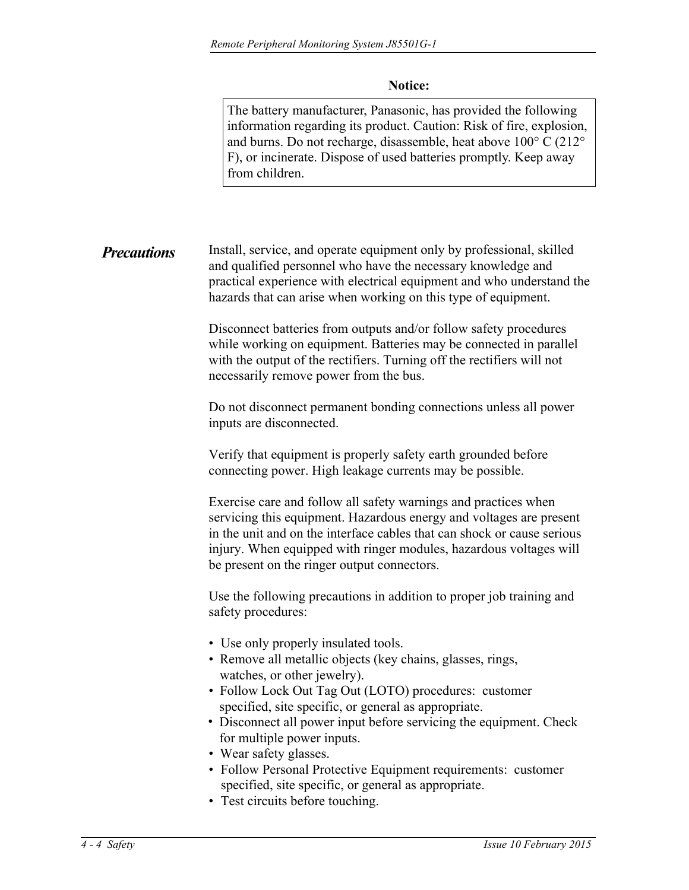**Notice:**

> The battery manufacturer, Panasonic, has provided the following information regarding its product. Caution: Risk of fire, explosion, and burns. Do not recharge, disassemble, heat above 100° C (212° F), or incinerate. Dispose of used batteries promptly. Keep away from children.

## *Precautions*

Install, service, and operate equipment only by professional, skilled and qualified personnel who have the necessary knowledge and practical experience with electrical equipment and who understand the hazards that can arise when working on this type of equipment.

Disconnect batteries from outputs and/or follow safety procedures while working on equipment. Batteries may be connected in parallel with the output of the rectifiers. Turning off the rectifiers will not necessarily remove power from the bus.

Do not disconnect permanent bonding connections unless all power inputs are disconnected.

Verify that equipment is properly safety earth grounded before connecting power. High leakage currents may be possible.

Exercise care and follow all safety warnings and practices when servicing this equipment. Hazardous energy and voltages are present in the unit and on the interface cables that can shock or cause serious injury. When equipped with ringer modules, hazardous voltages will be present on the ringer output connectors.

Use the following precautions in addition to proper job training and safety procedures:

- Use only properly insulated tools.
- Remove all metallic objects (key chains, glasses, rings, watches, or other jewelry).
- Follow Lock Out Tag Out (LOTO) procedures: customer specified, site specific, or general as appropriate.
- Disconnect all power input before servicing the equipment. Check for multiple power inputs.
- Wear safety glasses.
- Follow Personal Protective Equipment requirements: customer specified, site specific, or general as appropriate.
- Test circuits before touching.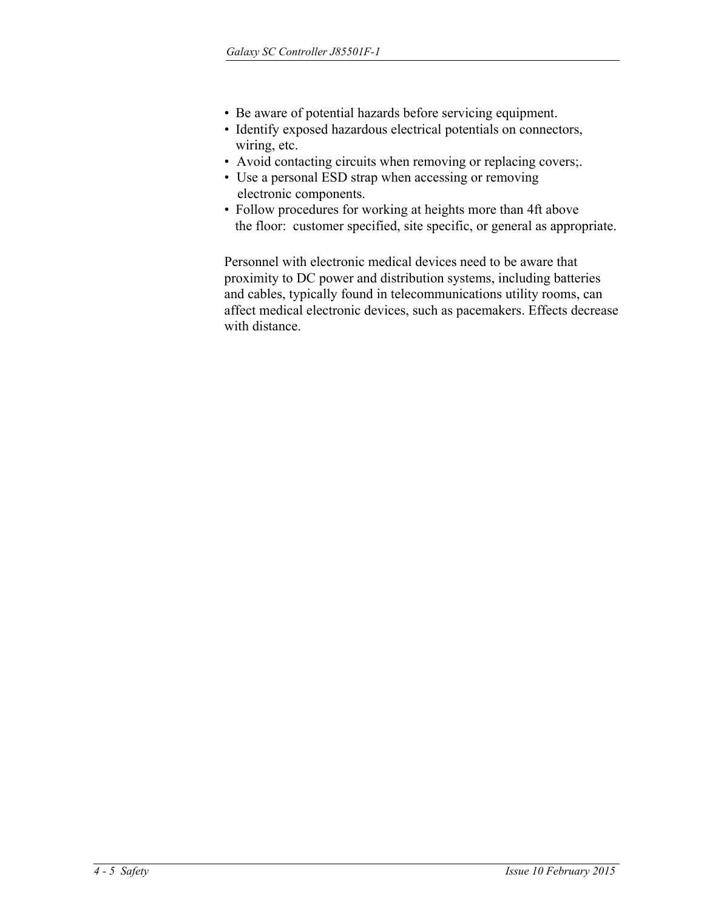- Be aware of potential hazards before servicing equipment.
- Identify exposed hazardous electrical potentials on connectors, wiring, etc.
- Avoid contacting circuits when removing or replacing covers;.
- Use a personal ESD strap when accessing or removing electronic components.
- Follow procedures for working at heights more than 4ft above the floor: customer specified, site specific, or general as appropriate.

Personnel with electronic medical devices need to be aware that proximity to DC power and distribution systems, including batteries and cables, typically found in telecommunications utility rooms, can affect medical electronic devices, such as pacemakers. Effects decrease with distance.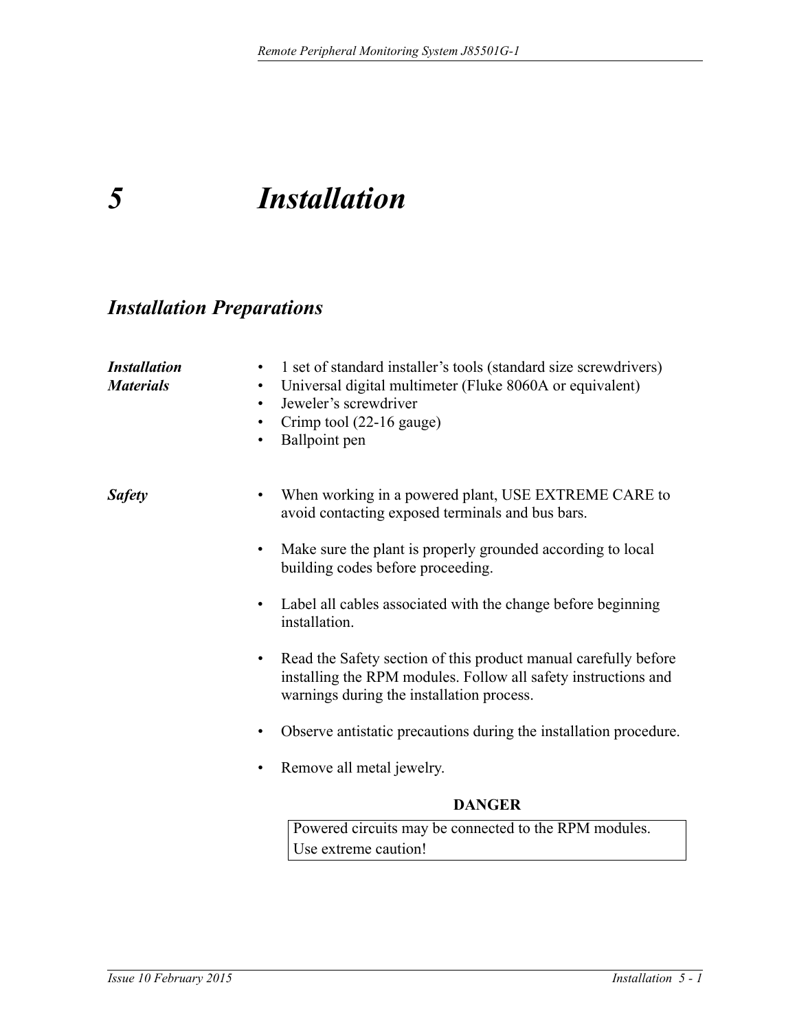# 5 Installation

## Installation Preparations

### *Installation Materials*

- 1 set of standard installer’s tools (standard size screwdrivers)
- Universal digital multimeter (Fluke 8060A or equivalent)
- Jeweler’s screwdriver
- Crimp tool (22-16 gauge)
- Ballpoint pen

### *Safety*

- When working in a powered plant, USE EXTREME CARE to avoid contacting exposed terminals and bus bars.
- Make sure the plant is properly grounded according to local building codes before proceeding.
- Label all cables associated with the change before beginning installation.
- Read the Safety section of this product manual carefully before installing the RPM modules. Follow all safety instructions and warnings during the installation process.
- Observe antistatic precautions during the installation procedure.
- Remove all metal jewelry.

**DANGER**

| Powered circuits may be connected to the RPM modules. Use extreme caution! |
|---|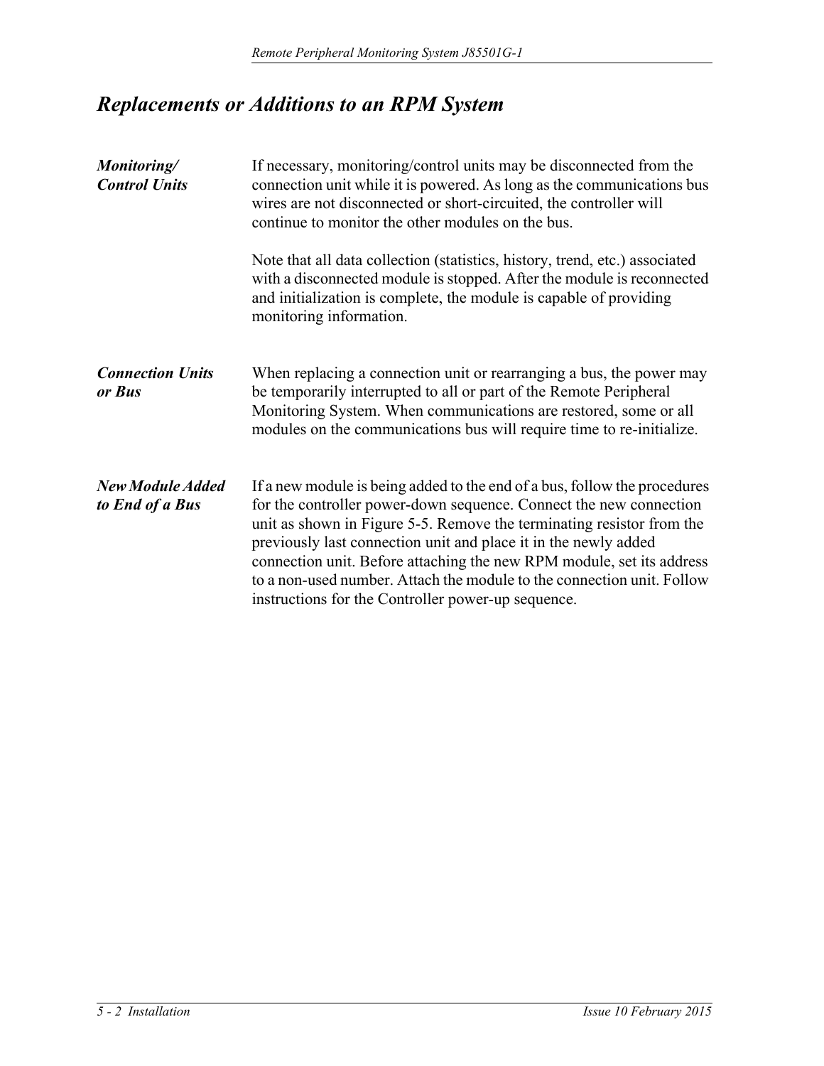## *Replacements or Additions to an RPM System*

***Monitoring/ Control Units***

If necessary, monitoring/control units may be disconnected from the connection unit while it is powered. As long as the communications bus wires are not disconnected or short-circuited, the controller will continue to monitor the other modules on the bus.

Note that all data collection (statistics, history, trend, etc.) associated with a disconnected module is stopped. After the module is reconnected and initialization is complete, the module is capable of providing monitoring information.

***Connection Units or Bus***

When replacing a connection unit or rearranging a bus, the power may be temporarily interrupted to all or part of the Remote Peripheral Monitoring System. When communications are restored, some or all modules on the communications bus will require time to re-initialize.

***New Module Added to End of a Bus***

If a new module is being added to the end of a bus, follow the procedures for the controller power-down sequence. Connect the new connection unit as shown in Figure 5-5. Remove the terminating resistor from the previously last connection unit and place it in the newly added connection unit. Before attaching the new RPM module, set its address to a non-used number. Attach the module to the connection unit. Follow instructions for the Controller power-up sequence.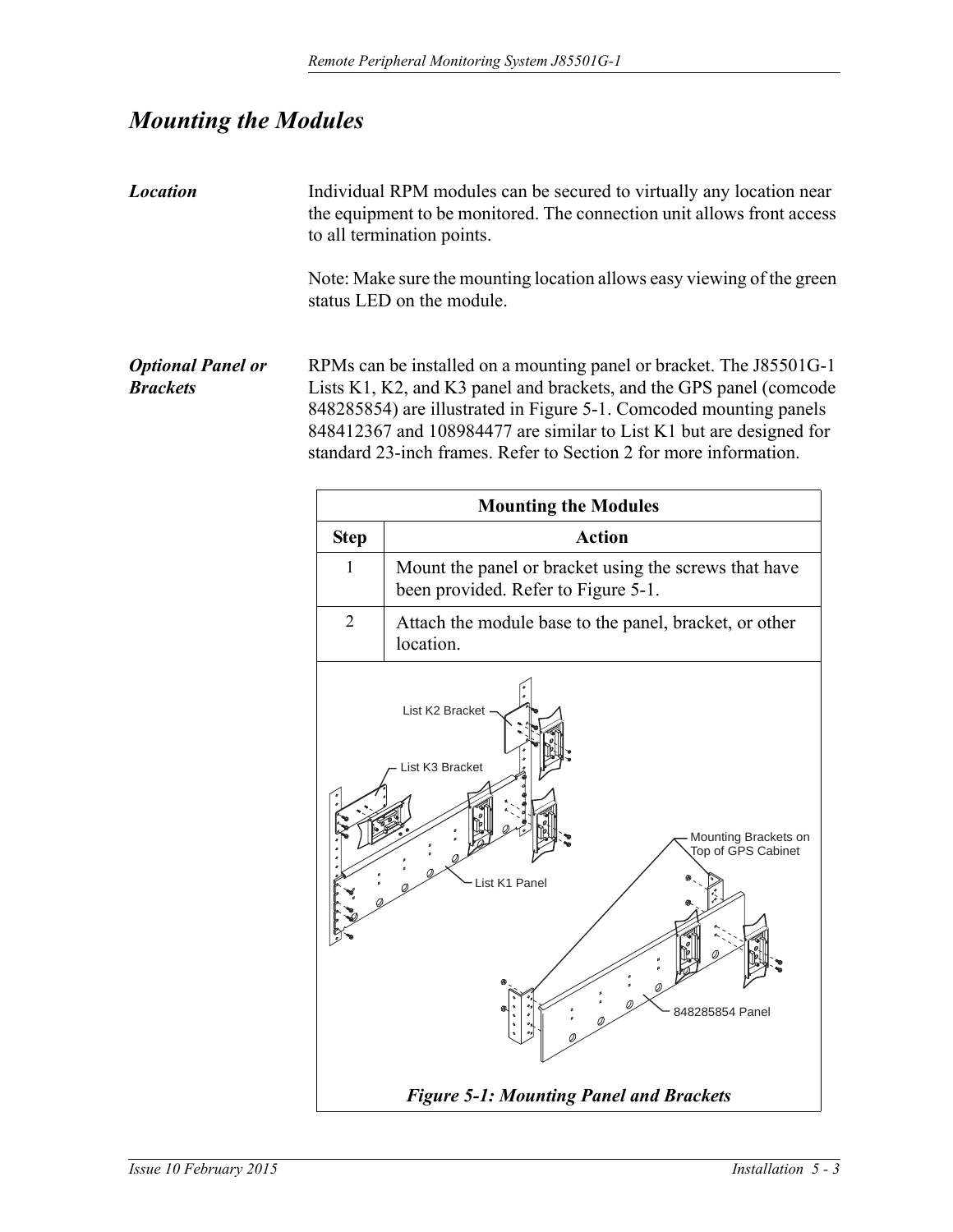## *Mounting the Modules*

***Location***

Individual RPM modules can be secured to virtually any location near the equipment to be monitored. The connection unit allows front access to all termination points.

Note: Make sure the mounting location allows easy viewing of the green status LED on the module.

***Optional Panel or Brackets***

RPMs can be installed on a mounting panel or bracket. The J85501G-1 Lists K1, K2, and K3 panel and brackets, and the GPS panel (comcode 848285854) are illustrated in Figure 5-1. Comcoded mounting panels 848412367 and 108984477 are similar to List K1 but are designed for standard 23-inch frames. Refer to Section 2 for more information.

| Mounting the Modules | |
|---|---|
| **Step** | **Action** |
| 1 | Mount the panel or bracket using the screws that have been provided. Refer to Figure 5-1. |
| 2 | Attach the module base to the panel, bracket, or other location. |

*Figure 5-1: Mounting Panel and Brackets*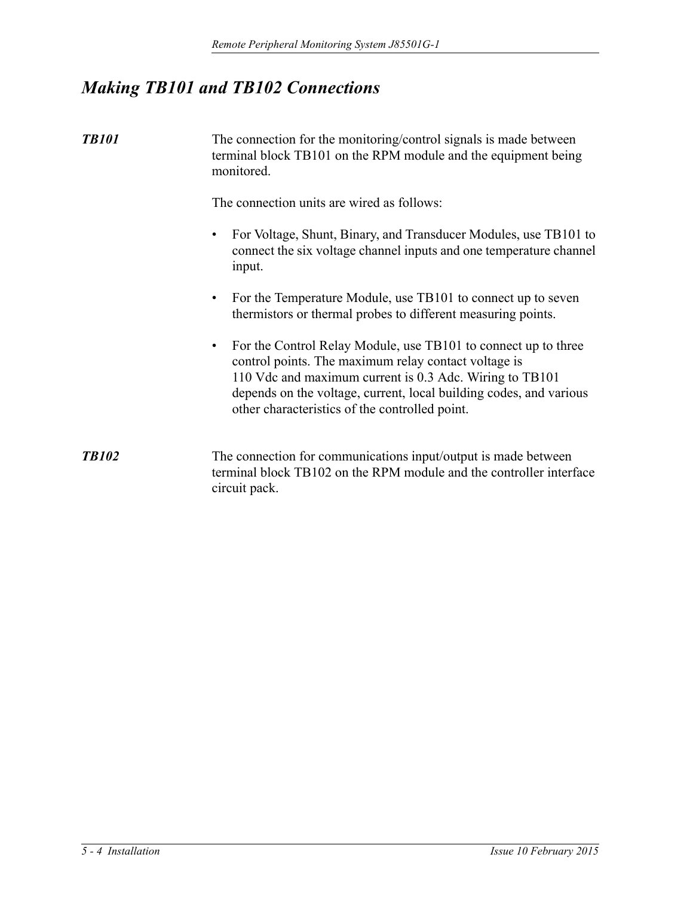# *Making TB101 and TB102 Connections*

***TB101***

The connection for the monitoring/control signals is made between terminal block TB101 on the RPM module and the equipment being monitored.

The connection units are wired as follows:

- For Voltage, Shunt, Binary, and Transducer Modules, use TB101 to connect the six voltage channel inputs and one temperature channel input.
- For the Temperature Module, use TB101 to connect up to seven thermistors or thermal probes to different measuring points.
- For the Control Relay Module, use TB101 to connect up to three control points. The maximum relay contact voltage is 110 Vdc and maximum current is 0.3 Adc. Wiring to TB101 depends on the voltage, current, local building codes, and various other characteristics of the controlled point.

***TB102***

The connection for communications input/output is made between terminal block TB102 on the RPM module and the controller interface circuit pack.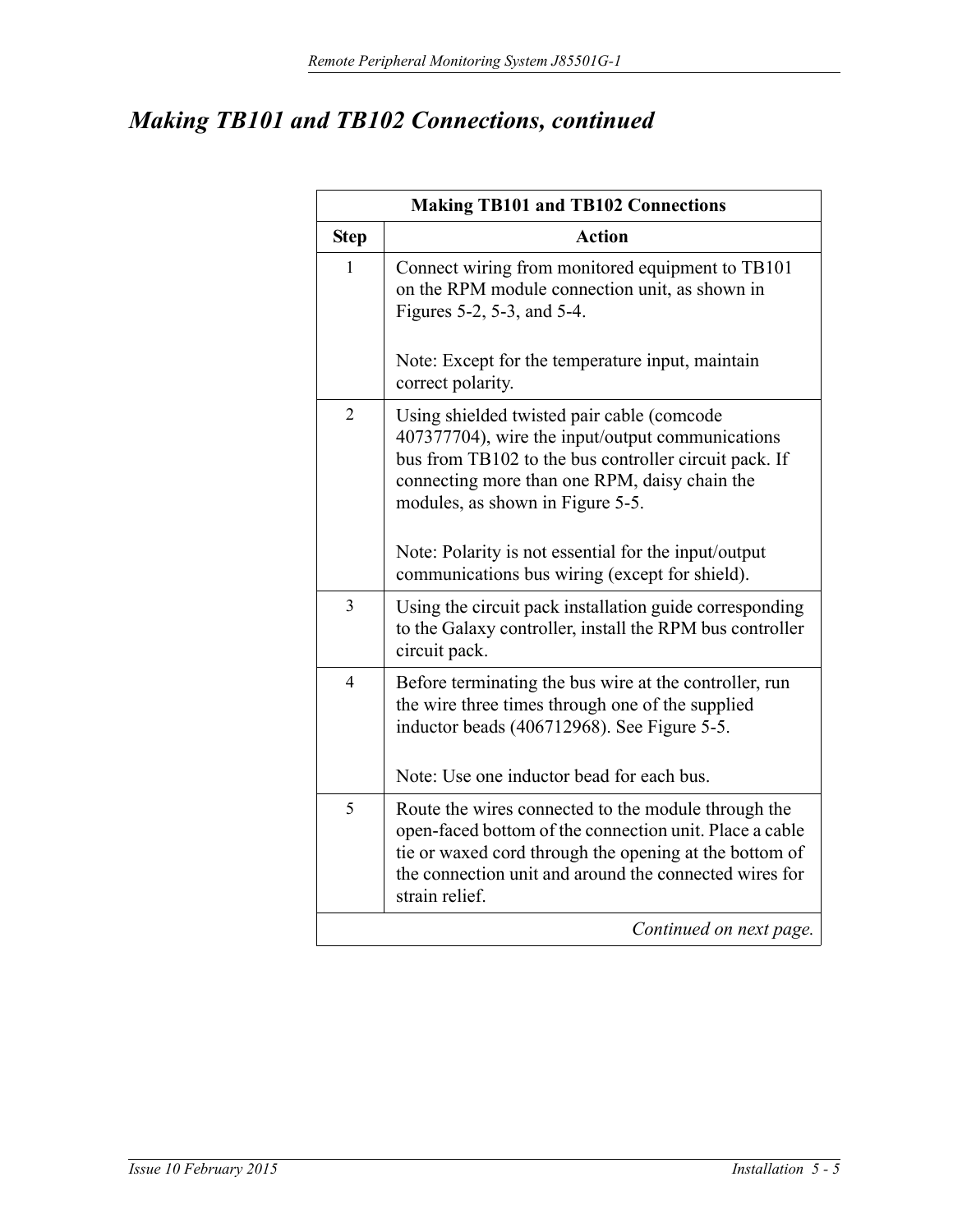## *Making TB101 and TB102 Connections, continued*

| Making TB101 and TB102 Connections | |
|---|---|
| **Step** | **Action** |
| 1 | Connect wiring from monitored equipment to TB101 on the RPM module connection unit, as shown in Figures 5-2, 5-3, and 5-4.<br><br>Note: Except for the temperature input, maintain correct polarity. |
| 2 | Using shielded twisted pair cable (comcode 407377704), wire the input/output communications bus from TB102 to the bus controller circuit pack. If connecting more than one RPM, daisy chain the modules, as shown in Figure 5-5.<br><br>Note: Polarity is not essential for the input/output communications bus wiring (except for shield). |
| 3 | Using the circuit pack installation guide corresponding to the Galaxy controller, install the RPM bus controller circuit pack. |
| 4 | Before terminating the bus wire at the controller, run the wire three times through one of the supplied inductor beads (406712968). See Figure 5-5.<br><br>Note: Use one inductor bead for each bus. |
| 5 | Route the wires connected to the module through the open-faced bottom of the connection unit. Place a cable tie or waxed cord through the opening at the bottom of the connection unit and around the connected wires for strain relief. |
| | *Continued on next page.* |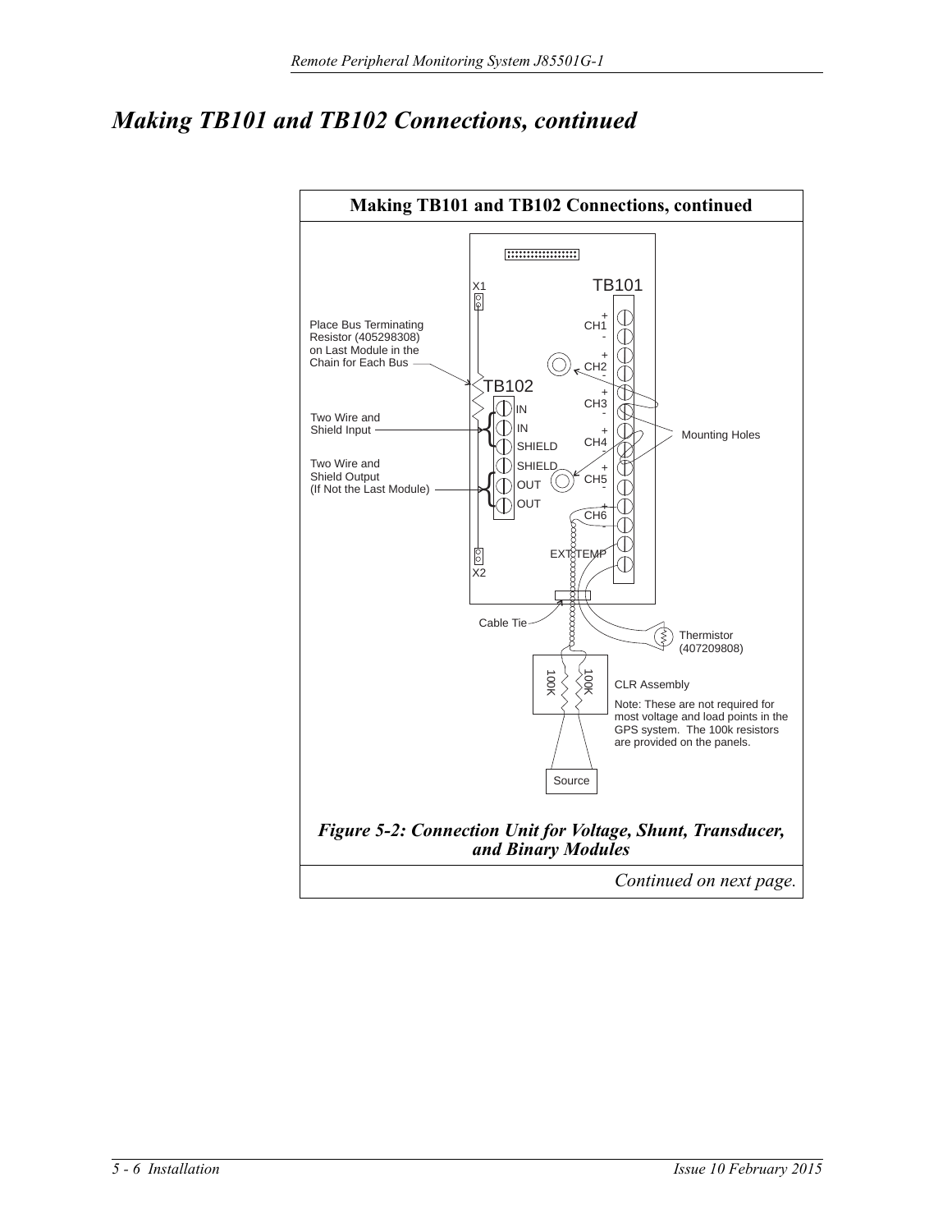# Making TB101 and TB102 Connections, continued

**Making TB101 and TB102 Connections, continued**

X1

TB101

CH1 + -

CH2 + -

CH3 + -

CH4 + -

CH5 + -

CH6 + -

EXT TEMP

Place Bus Terminating Resistor (405298308) on Last Module in the Chain for Each Bus

TB102

IN

IN

SHIELD

SHIELD

OUT

OUT

Two Wire and Shield Input

Two Wire and Shield Output (If Not the Last Module)

Mounting Holes

X2

Cable Tie

Thermistor (407209808)

100K

100K

CLR Assembly

Note: These are not required for most voltage and load points in the GPS system. The 100k resistors are provided on the panels.

Source

*Figure 5-2: Connection Unit for Voltage, Shunt, Transducer, and Binary Modules*

*Continued on next page.*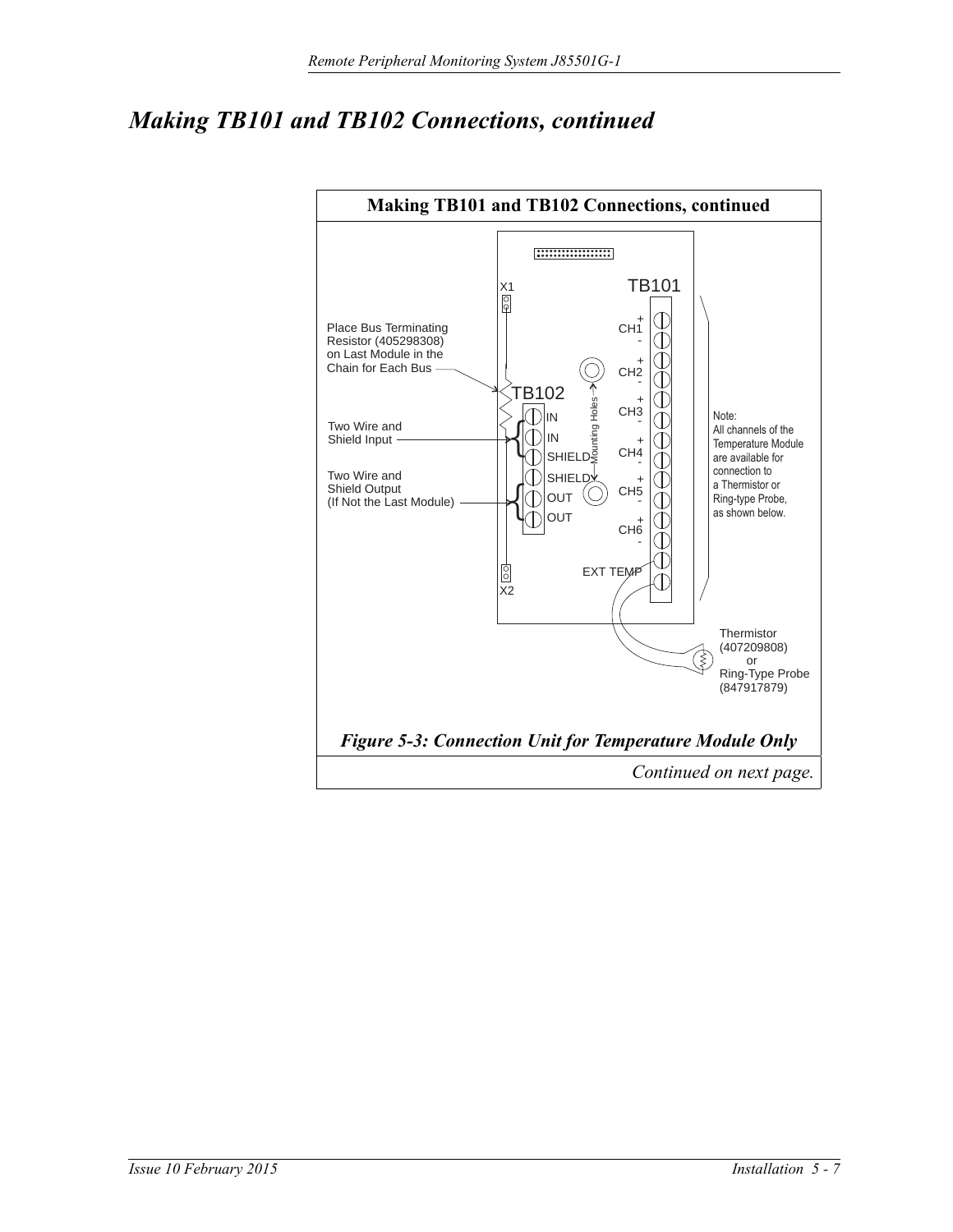# Making TB101 and TB102 Connections, continued

**Making TB101 and TB102 Connections, continued**

X1

TB101

Place Bus Terminating Resistor (405298308) on Last Module in the Chain for Each Bus

TB102

Two Wire and Shield Input

Two Wire and Shield Output (If Not the Last Module)

IN
IN
SHIELD
SHIELD
OUT
OUT

Mounting Holes

CH1 + -
CH2 + -
CH3 + -
CH4 + -
CH5 + -
CH6 + -
EXT TEMP

X2

Note: All channels of the Temperature Module are available for connection to a Thermistor or Ring-type Probe, as shown below.

Thermistor (407209808) or Ring-Type Probe (847917879)

*Figure 5-3: Connection Unit for Temperature Module Only*

*Continued on next page.*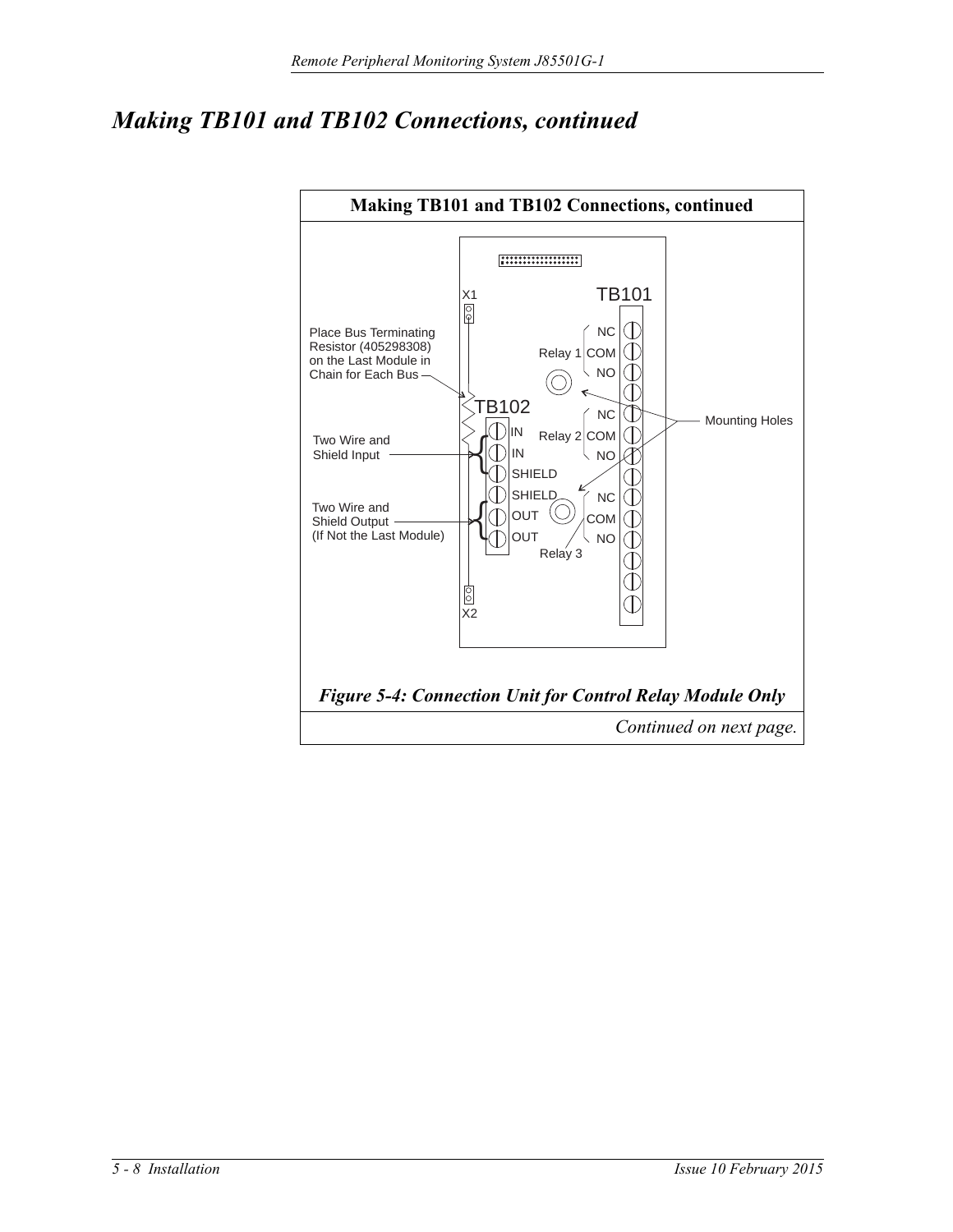# Making TB101 and TB102 Connections, continued

**Making TB101 and TB102 Connections, continued**

X1

TB101

Place Bus Terminating Resistor (405298308) on the Last Module in Chain for Each Bus

Relay 1: NC, COM, NO

TB102

Relay 2: NC, COM, NO

Mounting Holes

Two Wire and Shield Input: IN, IN, SHIELD

Two Wire and Shield Output (If Not the Last Module): SHIELD, OUT, OUT

Relay 3: NC, COM, NO

X2

*Figure 5-4: Connection Unit for Control Relay Module Only*

*Continued on next page.*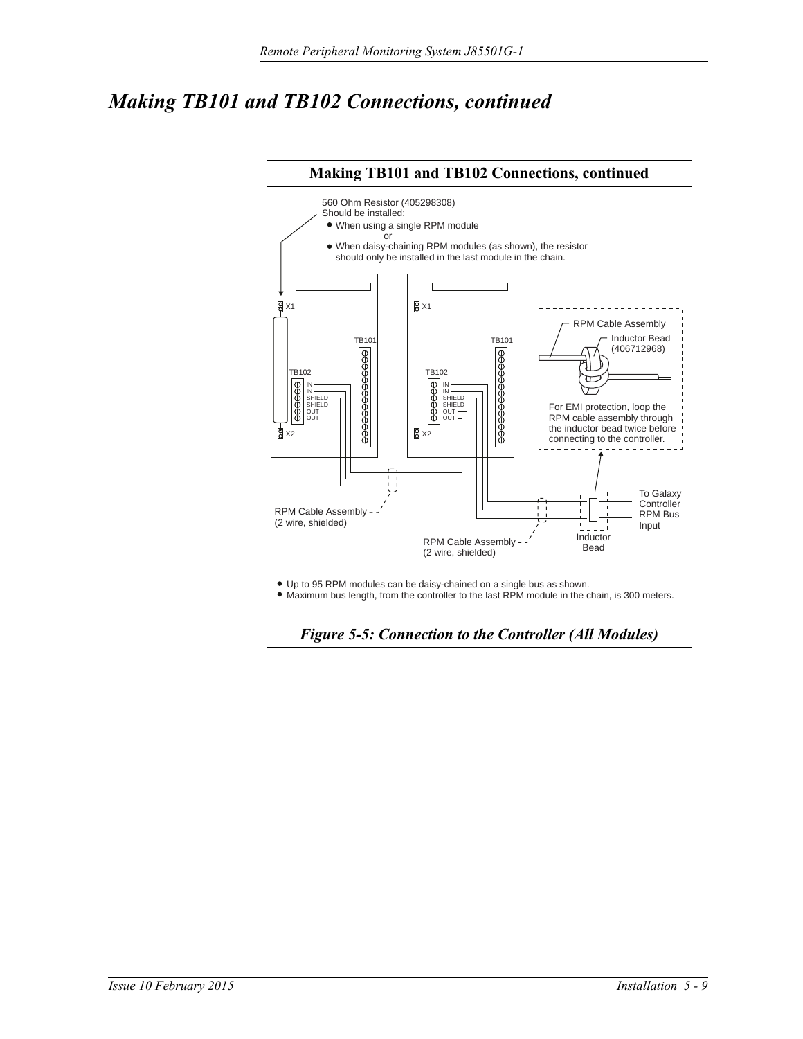# Making TB101 and TB102 Connections, continued

**Making TB101 and TB102 Connections, continued**

560 Ohm Resistor (405298308)
Should be installed:
- When using a single RPM module
  or
- When daisy-chaining RPM modules (as shown), the resistor should only be installed in the last module in the chain.

X1 TB101 TB102 IN IN SHIELD SHIELD OUT OUT X2

RPM Cable Assembly
Inductor Bead (406712968)

For EMI protection, loop the RPM cable assembly through the inductor bead twice before connecting to the controller.

RPM Cable Assembly (2 wire, shielded)

RPM Cable Assembly (2 wire, shielded)

Inductor Bead

To Galaxy Controller RPM Bus Input

- Up to 95 RPM modules can be daisy-chained on a single bus as shown.
- Maximum bus length, from the controller to the last RPM module in the chain, is 300 meters.

*Figure 5-5: Connection to the Controller (All Modules)*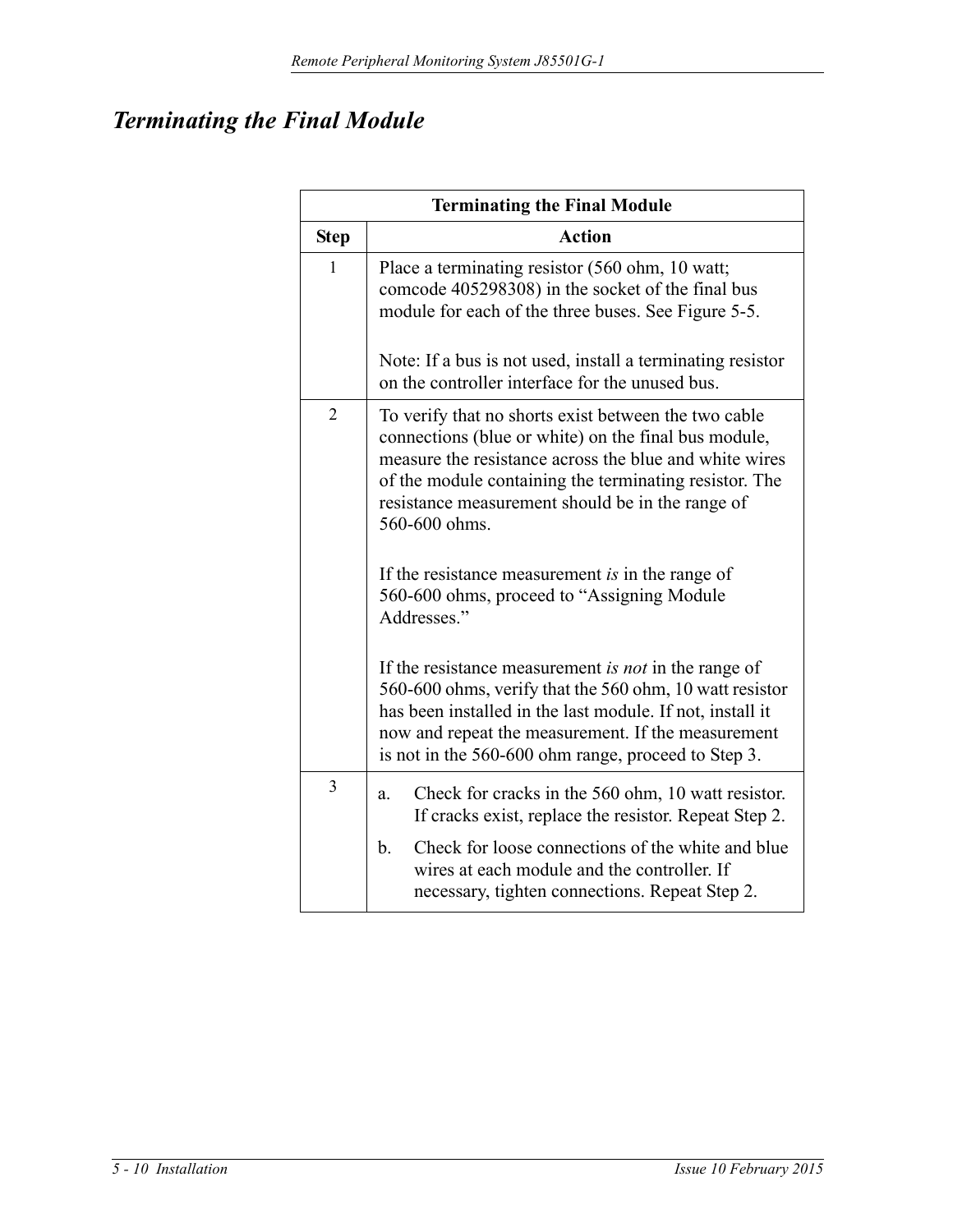## *Terminating the Final Module*

| Terminating the Final Module | |
|---|---|
| **Step** | **Action** |
| 1 | Place a terminating resistor (560 ohm, 10 watt; comcode 405298308) in the socket of the final bus module for each of the three buses. See Figure 5-5.<br><br>Note: If a bus is not used, install a terminating resistor on the controller interface for the unused bus. |
| 2 | To verify that no shorts exist between the two cable connections (blue or white) on the final bus module, measure the resistance across the blue and white wires of the module containing the terminating resistor. The resistance measurement should be in the range of 560-600 ohms.<br><br>If the resistance measurement *is* in the range of 560-600 ohms, proceed to “Assigning Module Addresses.”<br><br>If the resistance measurement *is not* in the range of 560-600 ohms, verify that the 560 ohm, 10 watt resistor has been installed in the last module. If not, install it now and repeat the measurement. If the measurement is not in the 560-600 ohm range, proceed to Step 3. |
| 3 | a. Check for cracks in the 560 ohm, 10 watt resistor. If cracks exist, replace the resistor. Repeat Step 2.<br><br>b. Check for loose connections of the white and blue wires at each module and the controller. If necessary, tighten connections. Repeat Step 2. |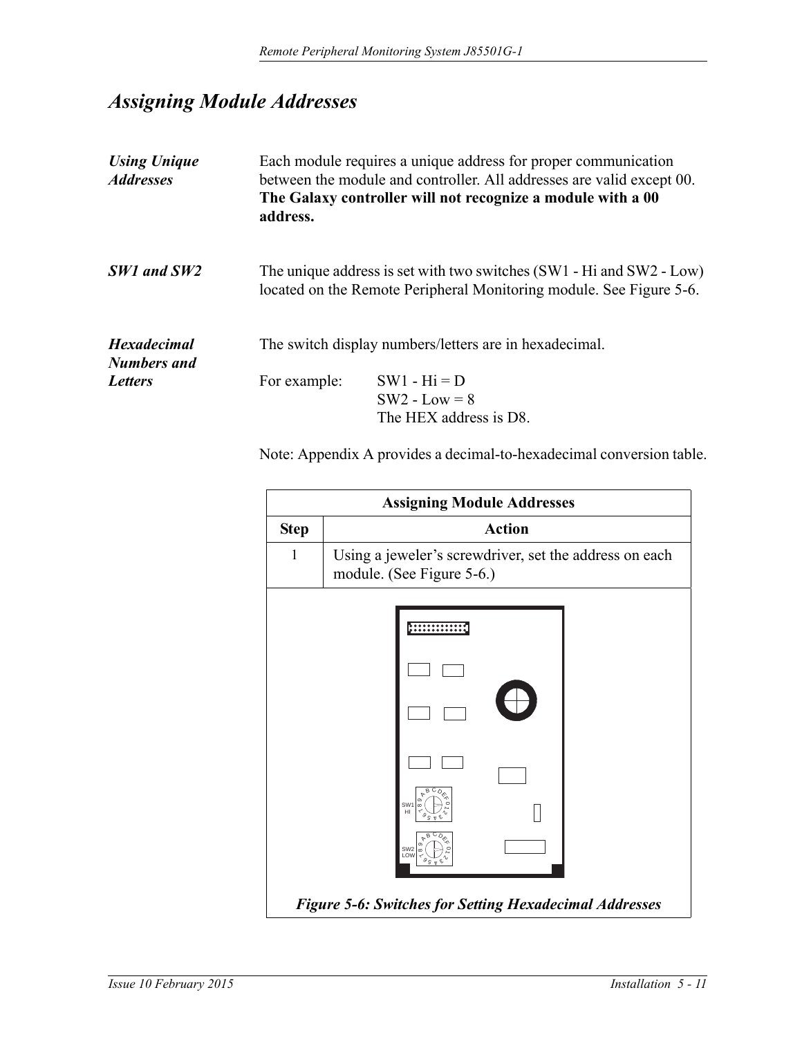# *Assigning Module Addresses*

***Using Unique Addresses***

Each module requires a unique address for proper communication between the module and controller. All addresses are valid except 00. **The Galaxy controller will not recognize a module with a 00 address.**

***SW1 and SW2***

The unique address is set with two switches (SW1 - Hi and SW2 - Low) located on the Remote Peripheral Monitoring module. See Figure 5-6.

***Hexadecimal Numbers and Letters***

The switch display numbers/letters are in hexadecimal.

For example: SW1 - Hi = D
SW2 - Low = 8
The HEX address is D8.

Note: Appendix A provides a decimal-to-hexadecimal conversion table.

| Assigning Module Addresses | |
|---|---|
| **Step** | **Action** |
| 1 | Using a jeweler's screwdriver, set the address on each module. (See Figure 5-6.) |

***Figure 5-6: Switches for Setting Hexadecimal Addresses***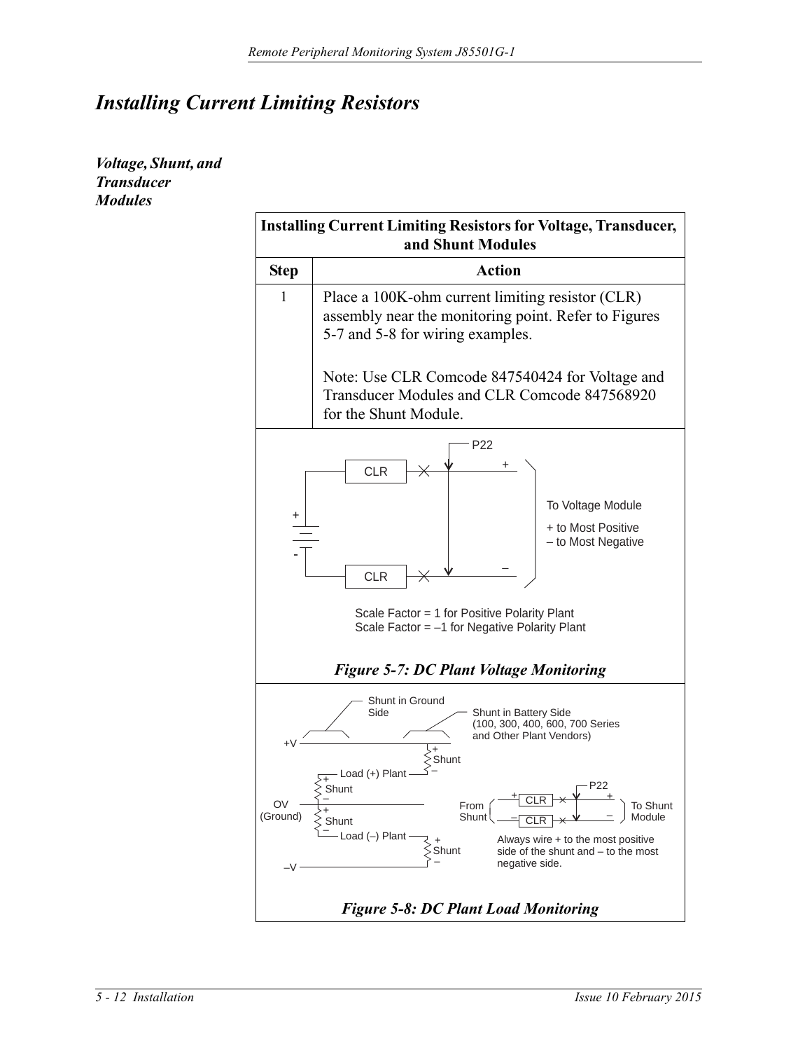# Installing Current Limiting Resistors

### *Voltage, Shunt, and Transducer Modules*

| **Installing Current Limiting Resistors for Voltage, Transducer, and Shunt Modules** | |
|---|---|
| **Step** | **Action** |
| 1 | Place a 100K-ohm current limiting resistor (CLR) assembly near the monitoring point. Refer to Figures 5-7 and 5-8 for wiring examples.<br><br>Note: Use CLR Comcode 847540424 for Voltage and Transducer Modules and CLR Comcode 847568920 for the Shunt Module. |

P22

CLR

CLR

To Voltage Module

+ to Most Positive
– to Most Negative

Scale Factor = 1 for Positive Polarity Plant
Scale Factor = –1 for Negative Polarity Plant

***Figure 5-7: DC Plant Voltage Monitoring***

Shunt in Ground Side

Shunt in Battery Side (100, 300, 400, 600, 700 Series and Other Plant Vendors)

+V

Load (+) Plant

OV (Ground)

Load (–) Plant

–V

From Shunt

To Shunt Module

Always wire + to the most positive side of the shunt and – to the most negative side.

***Figure 5-8: DC Plant Load Monitoring***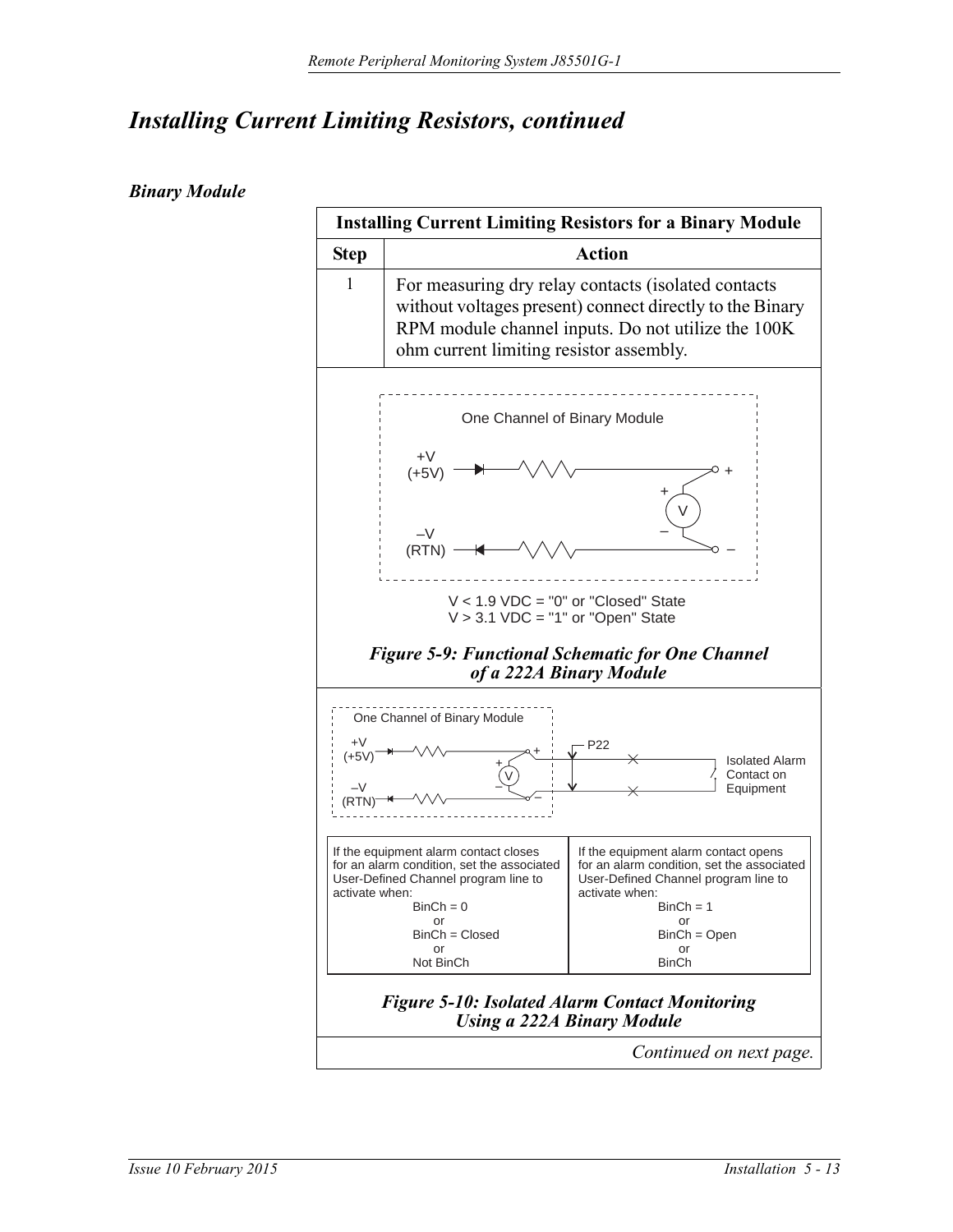# Installing Current Limiting Resistors, continued

### *Binary Module*

| **Installing Current Limiting Resistors for a Binary Module** | |
|---|---|
| **Step** | **Action** |
| 1 | For measuring dry relay contacts (isolated contacts without voltages present) connect directly to the Binary RPM module channel inputs. Do not utilize the 100K ohm current limiting resistor assembly. |

One Channel of Binary Module

+V (+5V)

–V (RTN)

V < 1.9 VDC = "0" or "Closed" State
V > 3.1 VDC = "1" or "Open" State

***Figure 5-9: Functional Schematic for One Channel of a 222A Binary Module***

One Channel of Binary Module

+V (+5V)

–V (RTN)

P22

Isolated Alarm Contact on Equipment

| If the equipment alarm contact closes for an alarm condition, set the associated User-Defined Channel program line to activate when: | If the equipment alarm contact opens for an alarm condition, set the associated User-Defined Channel program line to activate when: |
|---|---|
| BinCh = 0<br>or<br>BinCh = Closed<br>or<br>Not BinCh | BinCh = 1<br>or<br>BinCh = Open<br>or<br>BinCh |

***Figure 5-10: Isolated Alarm Contact Monitoring Using a 222A Binary Module***

*Continued on next page.*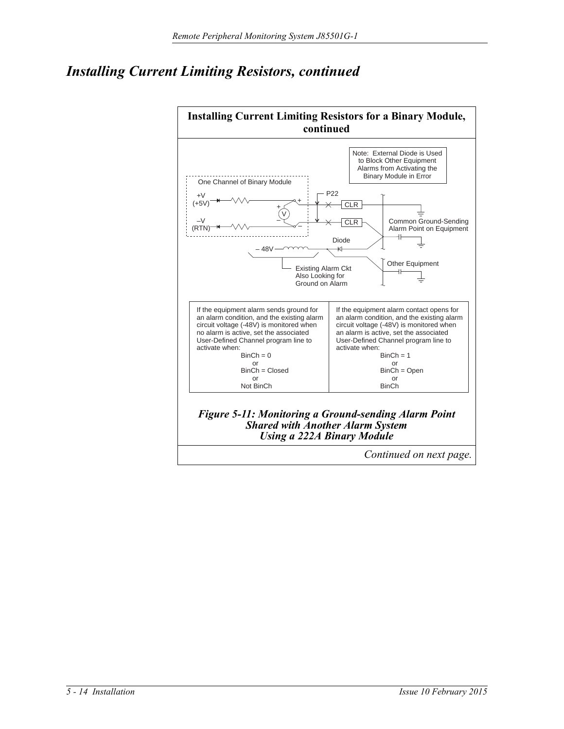# Installing Current Limiting Resistors, continued

**Installing Current Limiting Resistors for a Binary Module, continued**

Note: External Diode is Used to Block Other Equipment Alarms from Activating the Binary Module in Error

One Channel of Binary Module

+V (+5V)

–V (RTN)

P22

CLR

CLR

Common Ground-Sending Alarm Point on Equipment

Diode

– 48V

Existing Alarm Ckt Also Looking for Ground on Alarm

Other Equipment

| If the equipment alarm sends ground for an alarm condition, and the existing alarm circuit voltage (-48V) is monitored when no alarm is active, set the associated User-Defined Channel program line to activate when: BinCh = 0 or BinCh = Closed or Not BinCh | If the equipment alarm contact opens for an alarm condition, and the existing alarm circuit voltage (-48V) is monitored when an alarm is active, set the associated User-Defined Channel program line to activate when: BinCh = 1 or BinCh = Open or BinCh |
|---|---|

*Figure 5-11: Monitoring a Ground-sending Alarm Point Shared with Another Alarm System Using a 222A Binary Module*

*Continued on next page.*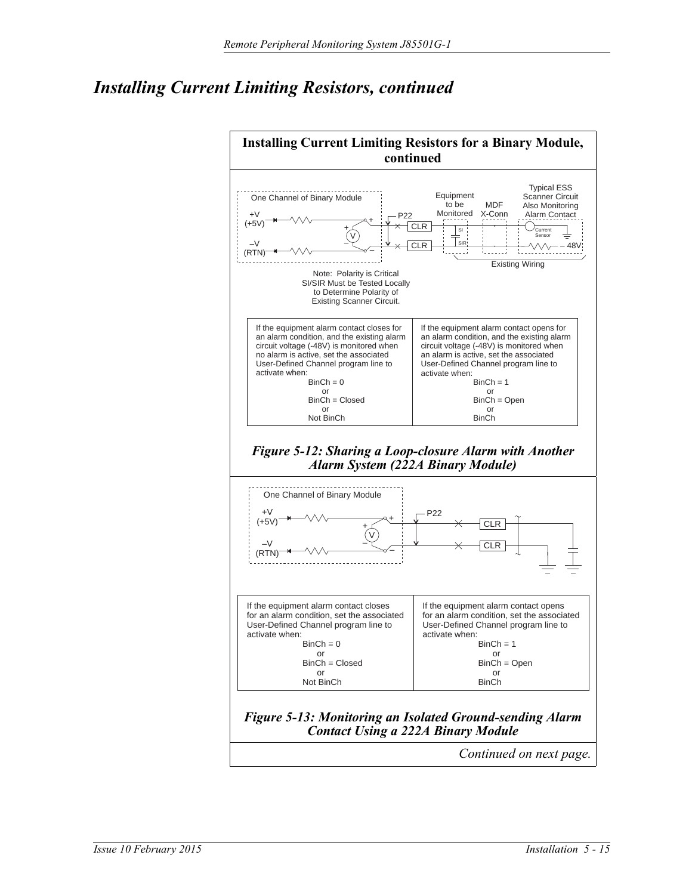# Installing Current Limiting Resistors, continued

## Installing Current Limiting Resistors for a Binary Module, continued

One Channel of Binary Module

+V (+5V)

–V (RTN)

P22

CLR

CLR

Equipment to be Monitored

SI

SIR

MDF X-Conn

Typical ESS Scanner Circuit Also Monitoring Alarm Contact

Current Sensor

– 48V

Existing Wiring

Note: Polarity is Critical SI/SIR Must be Tested Locally to Determine Polarity of Existing Scanner Circuit.

| If the equipment alarm contact closes for an alarm condition, and the existing alarm circuit voltage (-48V) is monitored when no alarm is active, set the associated User-Defined Channel program line to activate when: BinCh = 0 or BinCh = Closed or Not BinCh | If the equipment alarm contact opens for an alarm condition, and the existing alarm circuit voltage (-48V) is monitored when an alarm is active, set the associated User-Defined Channel program line to activate when: BinCh = 1 or BinCh = Open or BinCh |
|---|---|

*Figure 5-12: Sharing a Loop-closure Alarm with Another Alarm System (222A Binary Module)*

One Channel of Binary Module

+V (+5V)

–V (RTN)

P22

CLR

CLR

| If the equipment alarm contact closes for an alarm condition, set the associated User-Defined Channel program line to activate when: BinCh = 0 or BinCh = Closed or Not BinCh | If the equipment alarm contact opens for an alarm condition, set the associated User-Defined Channel program line to activate when: BinCh = 1 or BinCh = Open or BinCh |
|---|---|

*Figure 5-13: Monitoring an Isolated Ground-sending Alarm Contact Using a 222A Binary Module*

*Continued on next page.*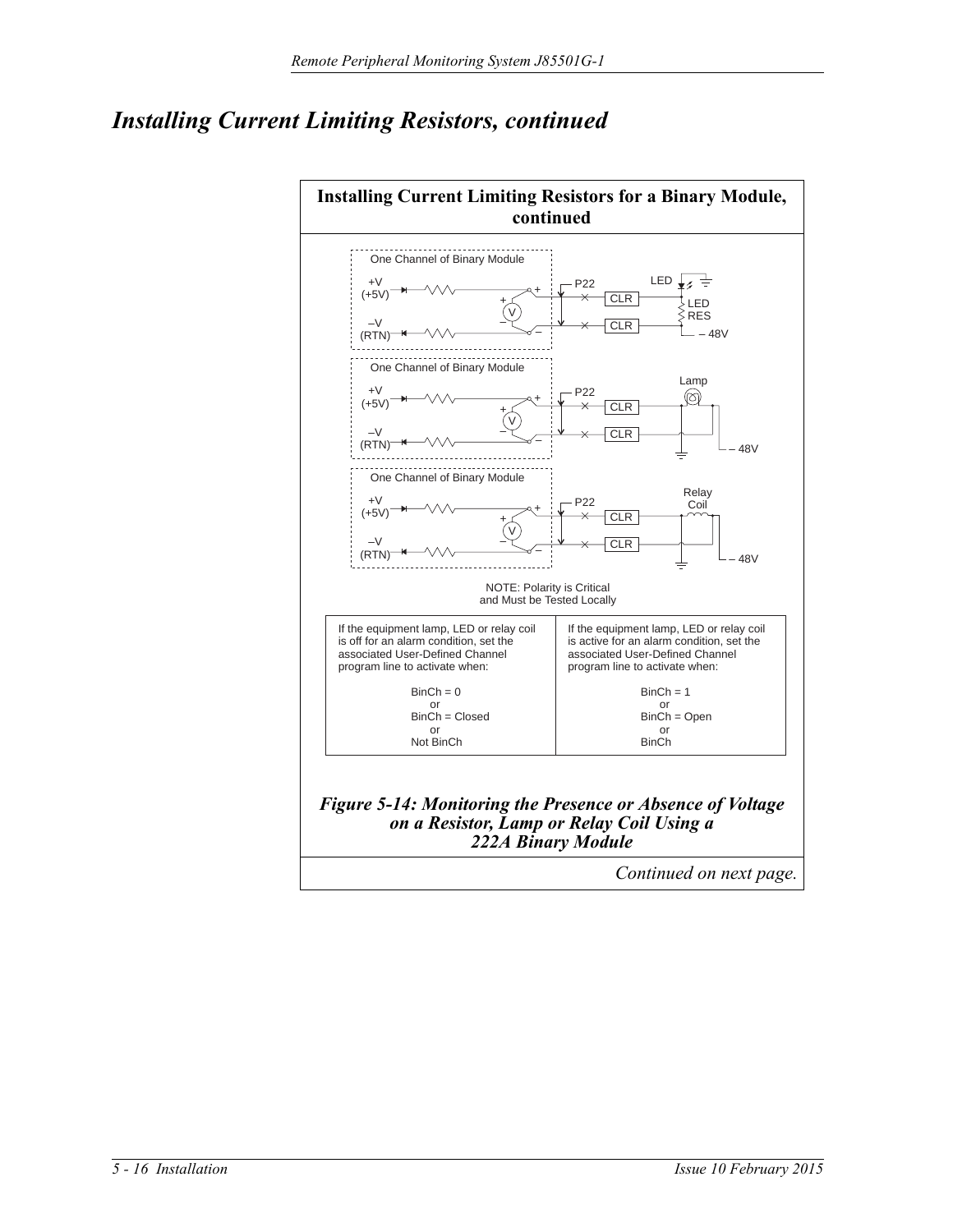# Installing Current Limiting Resistors, continued

**Installing Current Limiting Resistors for a Binary Module, continued**

NOTE: Polarity is Critical and Must be Tested Locally

| If the equipment lamp, LED or relay coil is off for an alarm condition, set the associated User-Defined Channel program line to activate when: | If the equipment lamp, LED or relay coil is active for an alarm condition, set the associated User-Defined Channel program line to activate when: |
|---|---|
| BinCh = 0 or BinCh = Closed or Not BinCh | BinCh = 1 or BinCh = Open or BinCh |

*Figure 5-14: Monitoring the Presence or Absence of Voltage on a Resistor, Lamp or Relay Coil Using a 222A Binary Module*

*Continued on next page.*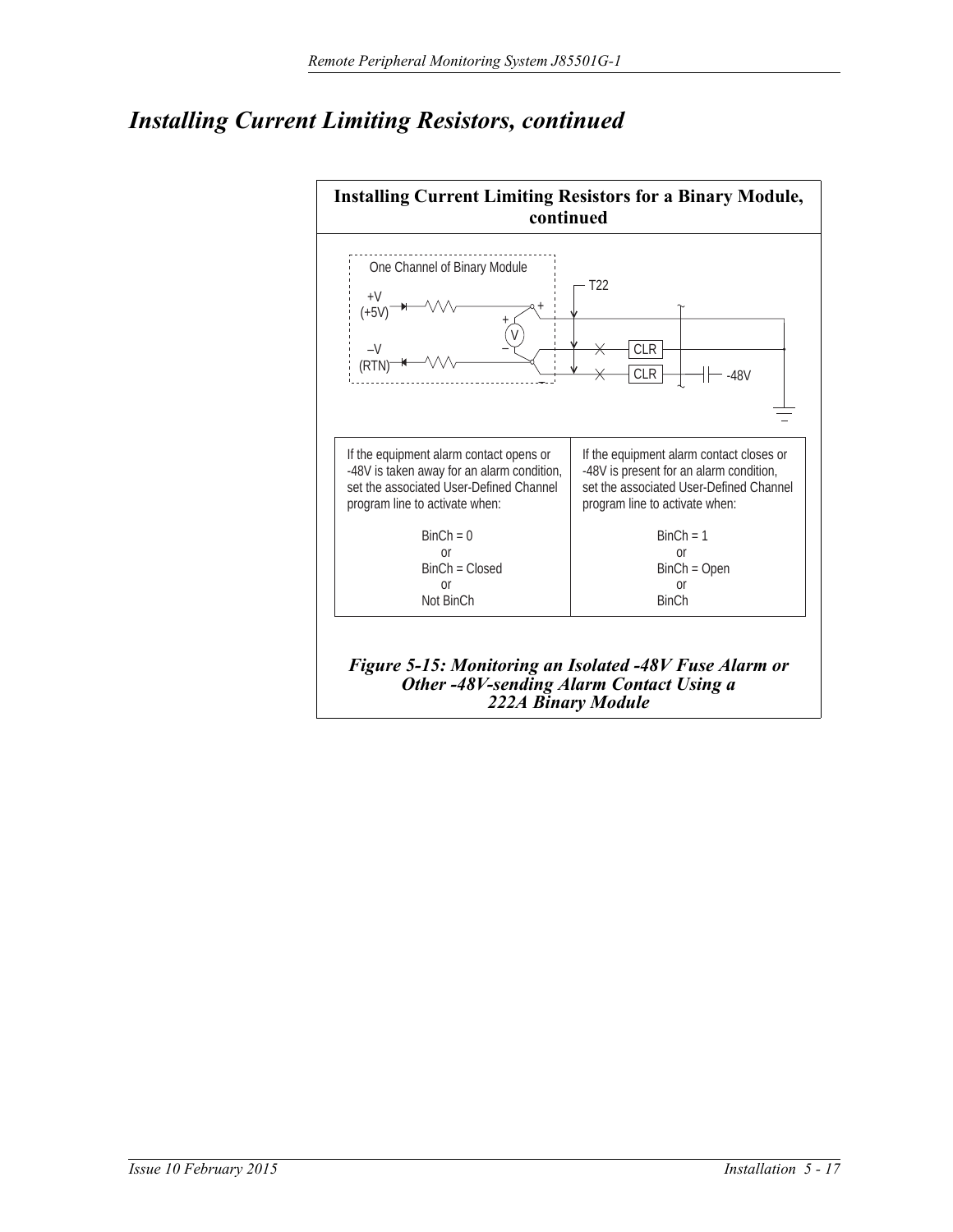# *Installing Current Limiting Resistors, continued*

**Installing Current Limiting Resistors for a Binary Module, continued**

One Channel of Binary Module

+V (+5V)

–V (RTN)

V

T22

CLR

CLR

-48V

| If the equipment alarm contact opens or -48V is taken away for an alarm condition, set the associated User-Defined Channel program line to activate when: | If the equipment alarm contact closes or -48V is present for an alarm condition, set the associated User-Defined Channel program line to activate when: |
|---|---|
| BinCh = 0<br>or<br>BinCh = Closed<br>or<br>Not BinCh | BinCh = 1<br>or<br>BinCh = Open<br>or<br>BinCh |

*Figure 5-15: Monitoring an Isolated -48V Fuse Alarm or Other -48V-sending Alarm Contact Using a 222A Binary Module*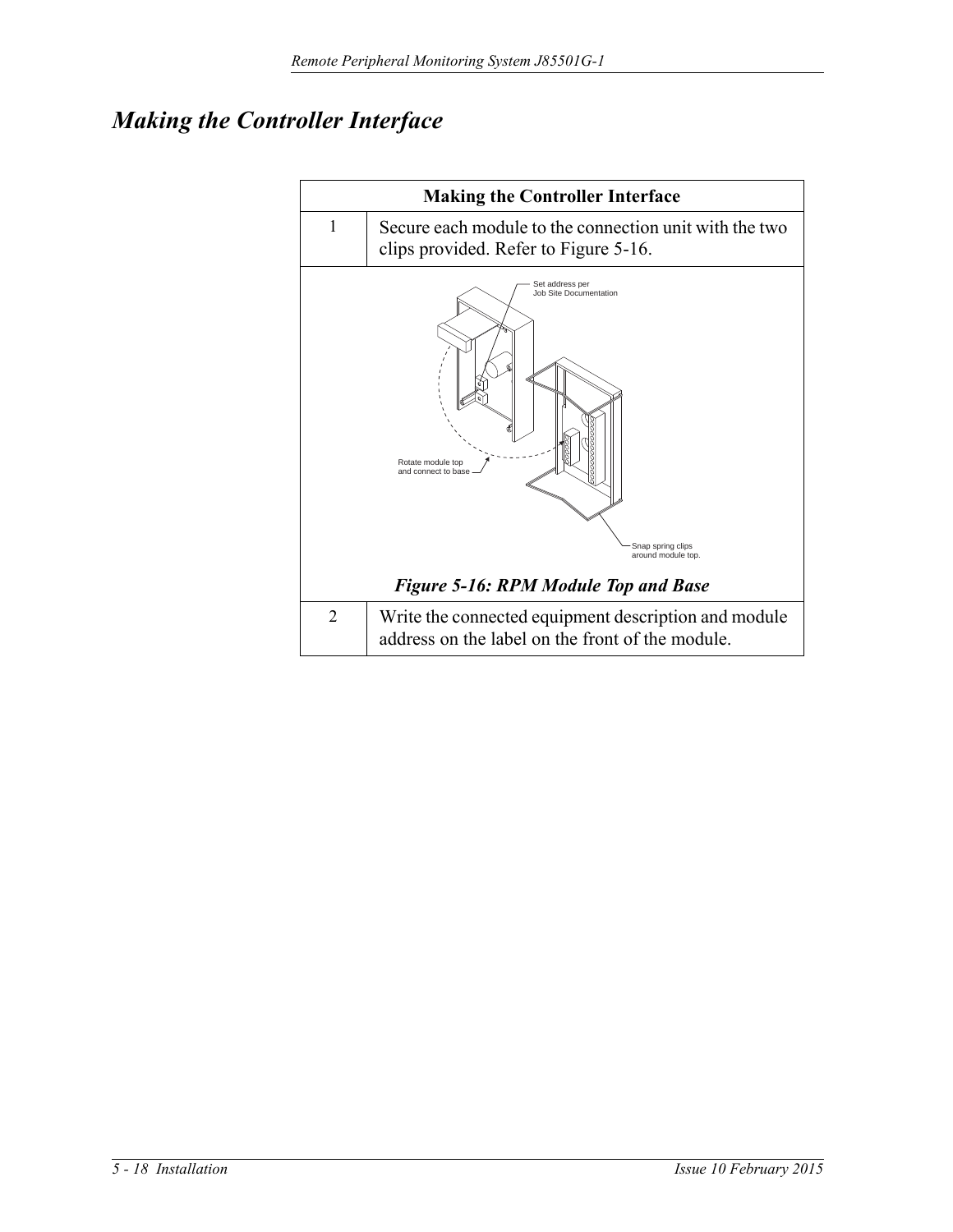# Making the Controller Interface

| Making the Controller Interface | |
|---|---|
| 1 | Secure each module to the connection unit with the two clips provided. Refer to Figure 5-16. |
| *Figure 5-16: RPM Module Top and Base* | |
| 2 | Write the connected equipment description and module address on the label on the front of the module. |

Set address per Job Site Documentation

Rotate module top and connect to base

Snap spring clips around module top.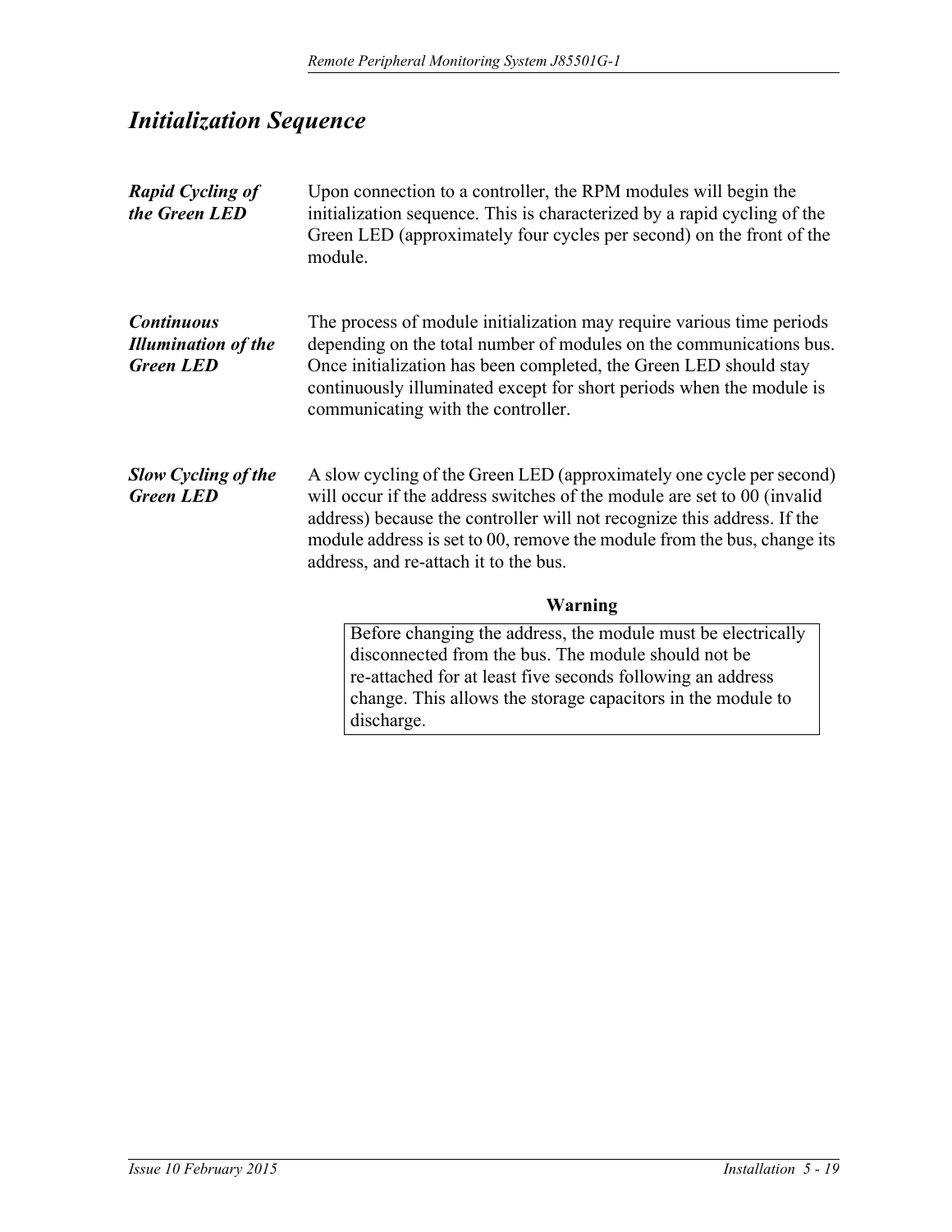## *Initialization Sequence*

***Rapid Cycling of the Green LED***

Upon connection to a controller, the RPM modules will begin the initialization sequence. This is characterized by a rapid cycling of the Green LED (approximately four cycles per second) on the front of the module.

***Continuous Illumination of the Green LED***

The process of module initialization may require various time periods depending on the total number of modules on the communications bus. Once initialization has been completed, the Green LED should stay continuously illuminated except for short periods when the module is communicating with the controller.

***Slow Cycling of the Green LED***

A slow cycling of the Green LED (approximately one cycle per second) will occur if the address switches of the module are set to 00 (invalid address) because the controller will not recognize this address. If the module address is set to 00, remove the module from the bus, change its address, and re-attach it to the bus.

**Warning**

> Before changing the address, the module must be electrically disconnected from the bus. The module should not be re-attached for at least five seconds following an address change. This allows the storage capacitors in the module to discharge.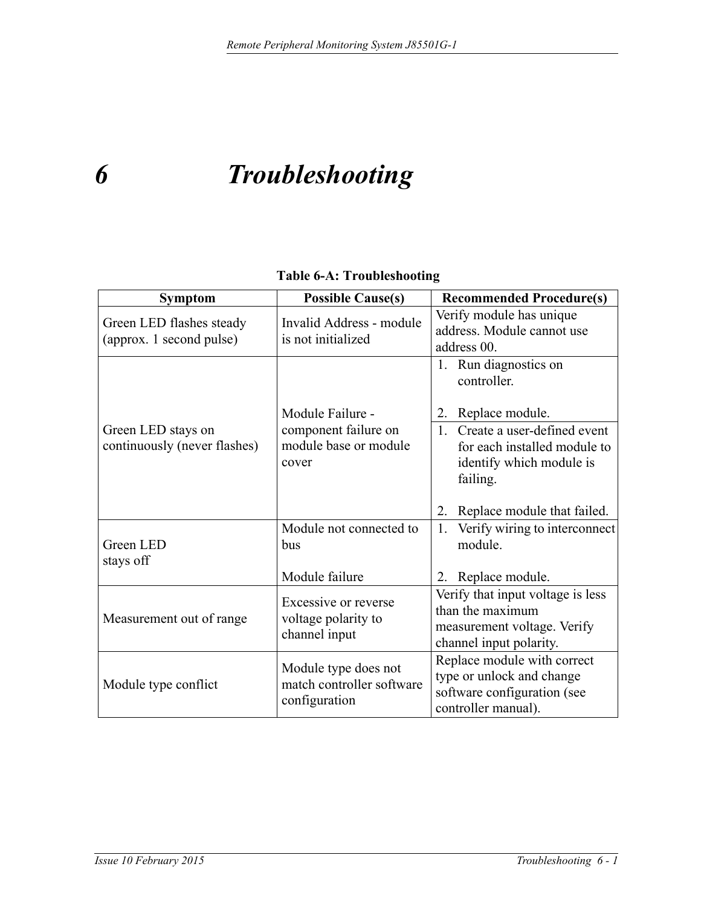# 6 Troubleshooting

**Table 6-A: Troubleshooting**

| Symptom | Possible Cause(s) | Recommended Procedure(s) |
|---|---|---|
| Green LED flashes steady (approx. 1 second pulse) | Invalid Address - module is not initialized | Verify module has unique address. Module cannot use address 00. |
| Green LED stays on continuously (never flashes) | Module Failure - component failure on module base or module cover | 1. Run diagnostics on controller.<br>2. Replace module. |
| | | 1. Create a user-defined event for each installed module to identify which module is failing.<br>2. Replace module that failed. |
| Green LED stays off | Module not connected to bus<br><br>Module failure | 1. Verify wiring to interconnect module.<br>2. Replace module. |
| Measurement out of range | Excessive or reverse voltage polarity to channel input | Verify that input voltage is less than the maximum measurement voltage. Verify channel input polarity. |
| Module type conflict | Module type does not match controller software configuration | Replace module with correct type or unlock and change software configuration (see controller manual). |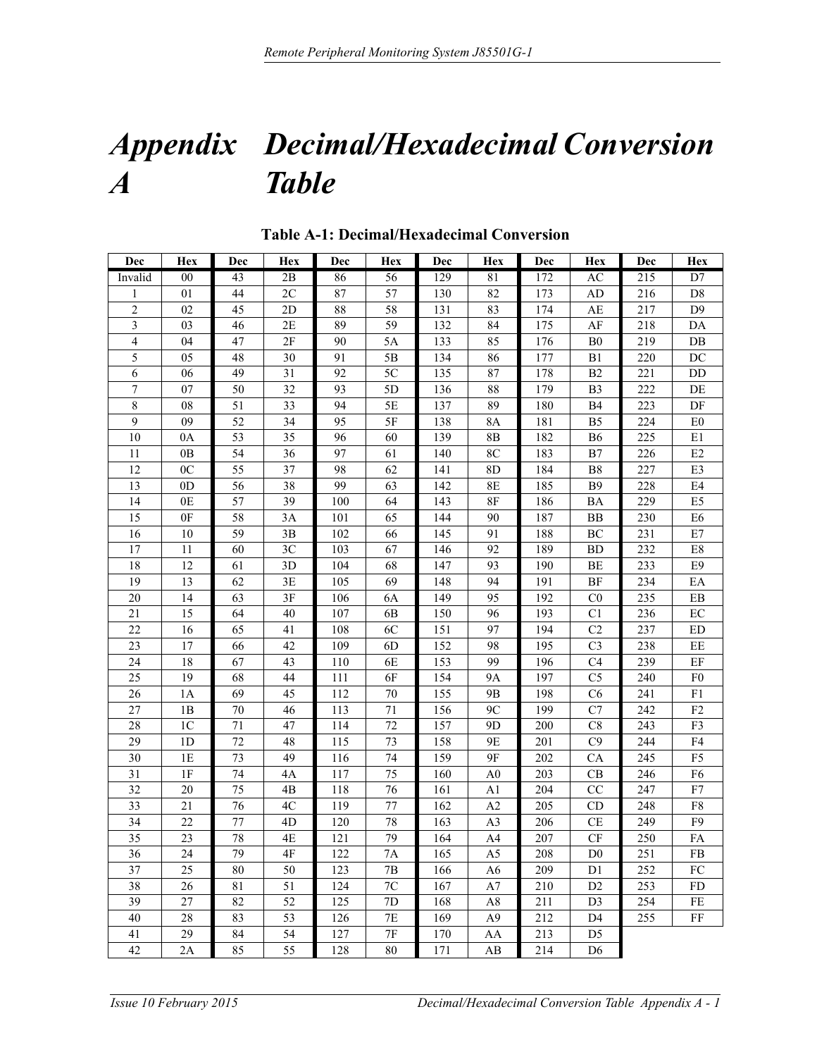# Appendix A Decimal/Hexadecimal Conversion Table

**Table A-1: Decimal/Hexadecimal Conversion**

| Dec | Hex | Dec | Hex | Dec | Hex | Dec | Hex | Dec | Hex | Dec | Hex |
|---|---|---|---|---|---|---|---|---|---|---|---|
| Invalid | 00 | 43 | 2B | 86 | 56 | 129 | 81 | 172 | AC | 215 | D7 |
| 1 | 01 | 44 | 2C | 87 | 57 | 130 | 82 | 173 | AD | 216 | D8 |
| 2 | 02 | 45 | 2D | 88 | 58 | 131 | 83 | 174 | AE | 217 | D9 |
| 3 | 03 | 46 | 2E | 89 | 59 | 132 | 84 | 175 | AF | 218 | DA |
| 4 | 04 | 47 | 2F | 90 | 5A | 133 | 85 | 176 | B0 | 219 | DB |
| 5 | 05 | 48 | 30 | 91 | 5B | 134 | 86 | 177 | B1 | 220 | DC |
| 6 | 06 | 49 | 31 | 92 | 5C | 135 | 87 | 178 | B2 | 221 | DD |
| 7 | 07 | 50 | 32 | 93 | 5D | 136 | 88 | 179 | B3 | 222 | DE |
| 8 | 08 | 51 | 33 | 94 | 5E | 137 | 89 | 180 | B4 | 223 | DF |
| 9 | 09 | 52 | 34 | 95 | 5F | 138 | 8A | 181 | B5 | 224 | E0 |
| 10 | 0A | 53 | 35 | 96 | 60 | 139 | 8B | 182 | B6 | 225 | E1 |
| 11 | 0B | 54 | 36 | 97 | 61 | 140 | 8C | 183 | B7 | 226 | E2 |
| 12 | 0C | 55 | 37 | 98 | 62 | 141 | 8D | 184 | B8 | 227 | E3 |
| 13 | 0D | 56 | 38 | 99 | 63 | 142 | 8E | 185 | B9 | 228 | E4 |
| 14 | 0E | 57 | 39 | 100 | 64 | 143 | 8F | 186 | BA | 229 | E5 |
| 15 | 0F | 58 | 3A | 101 | 65 | 144 | 90 | 187 | BB | 230 | E6 |
| 16 | 10 | 59 | 3B | 102 | 66 | 145 | 91 | 188 | BC | 231 | E7 |
| 17 | 11 | 60 | 3C | 103 | 67 | 146 | 92 | 189 | BD | 232 | E8 |
| 18 | 12 | 61 | 3D | 104 | 68 | 147 | 93 | 190 | BE | 233 | E9 |
| 19 | 13 | 62 | 3E | 105 | 69 | 148 | 94 | 191 | BF | 234 | EA |
| 20 | 14 | 63 | 3F | 106 | 6A | 149 | 95 | 192 | C0 | 235 | EB |
| 21 | 15 | 64 | 40 | 107 | 6B | 150 | 96 | 193 | C1 | 236 | EC |
| 22 | 16 | 65 | 41 | 108 | 6C | 151 | 97 | 194 | C2 | 237 | ED |
| 23 | 17 | 66 | 42 | 109 | 6D | 152 | 98 | 195 | C3 | 238 | EE |
| 24 | 18 | 67 | 43 | 110 | 6E | 153 | 99 | 196 | C4 | 239 | EF |
| 25 | 19 | 68 | 44 | 111 | 6F | 154 | 9A | 197 | C5 | 240 | F0 |
| 26 | 1A | 69 | 45 | 112 | 70 | 155 | 9B | 198 | C6 | 241 | F1 |
| 27 | 1B | 70 | 46 | 113 | 71 | 156 | 9C | 199 | C7 | 242 | F2 |
| 28 | 1C | 71 | 47 | 114 | 72 | 157 | 9D | 200 | C8 | 243 | F3 |
| 29 | 1D | 72 | 48 | 115 | 73 | 158 | 9E | 201 | C9 | 244 | F4 |
| 30 | 1E | 73 | 49 | 116 | 74 | 159 | 9F | 202 | CA | 245 | F5 |
| 31 | 1F | 74 | 4A | 117 | 75 | 160 | A0 | 203 | CB | 246 | F6 |
| 32 | 20 | 75 | 4B | 118 | 76 | 161 | A1 | 204 | CC | 247 | F7 |
| 33 | 21 | 76 | 4C | 119 | 77 | 162 | A2 | 205 | CD | 248 | F8 |
| 34 | 22 | 77 | 4D | 120 | 78 | 163 | A3 | 206 | CE | 249 | F9 |
| 35 | 23 | 78 | 4E | 121 | 79 | 164 | A4 | 207 | CF | 250 | FA |
| 36 | 24 | 79 | 4F | 122 | 7A | 165 | A5 | 208 | D0 | 251 | FB |
| 37 | 25 | 80 | 50 | 123 | 7B | 166 | A6 | 209 | D1 | 252 | FC |
| 38 | 26 | 81 | 51 | 124 | 7C | 167 | A7 | 210 | D2 | 253 | FD |
| 39 | 27 | 82 | 52 | 125 | 7D | 168 | A8 | 211 | D3 | 254 | FE |
| 40 | 28 | 83 | 53 | 126 | 7E | 169 | A9 | 212 | D4 | 255 | FF |
| 41 | 29 | 84 | 54 | 127 | 7F | 170 | AA | 213 | D5 | | |
| 42 | 2A | 85 | 55 | 128 | 80 | 171 | AB | 214 | D6 | | |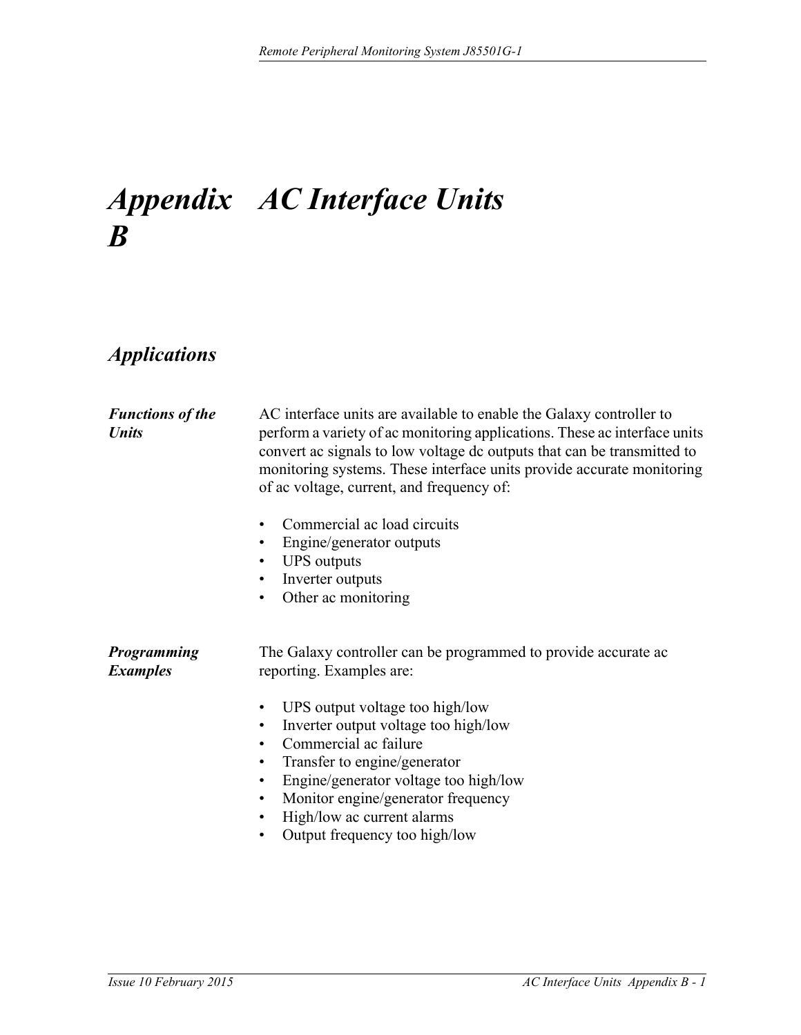# *Appendix B AC Interface Units*

## *Applications*

***Functions of the Units***

AC interface units are available to enable the Galaxy controller to perform a variety of ac monitoring applications. These ac interface units convert ac signals to low voltage dc outputs that can be transmitted to monitoring systems. These interface units provide accurate monitoring of ac voltage, current, and frequency of:

- Commercial ac load circuits
- Engine/generator outputs
- UPS outputs
- Inverter outputs
- Other ac monitoring

***Programming Examples***

The Galaxy controller can be programmed to provide accurate ac reporting. Examples are:

- UPS output voltage too high/low
- Inverter output voltage too high/low
- Commercial ac failure
- Transfer to engine/generator
- Engine/generator voltage too high/low
- Monitor engine/generator frequency
- High/low ac current alarms
- Output frequency too high/low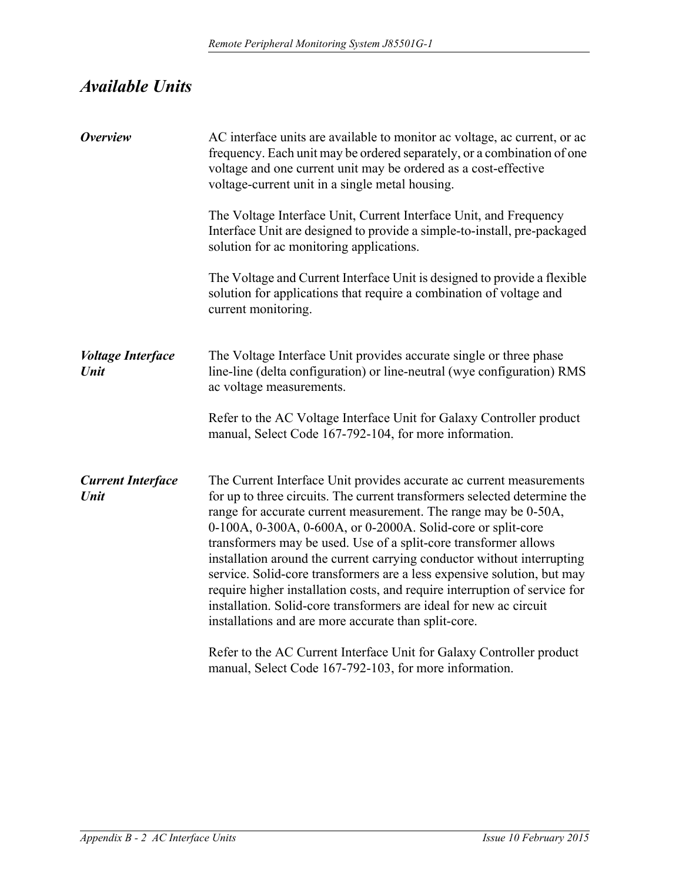## *Available Units*

***Overview***

AC interface units are available to monitor ac voltage, ac current, or ac frequency. Each unit may be ordered separately, or a combination of one voltage and one current unit may be ordered as a cost-effective voltage-current unit in a single metal housing.

The Voltage Interface Unit, Current Interface Unit, and Frequency Interface Unit are designed to provide a simple-to-install, pre-packaged solution for ac monitoring applications.

The Voltage and Current Interface Unit is designed to provide a flexible solution for applications that require a combination of voltage and current monitoring.

***Voltage Interface Unit***

The Voltage Interface Unit provides accurate single or three phase line-line (delta configuration) or line-neutral (wye configuration) RMS ac voltage measurements.

Refer to the AC Voltage Interface Unit for Galaxy Controller product manual, Select Code 167-792-104, for more information.

***Current Interface Unit***

The Current Interface Unit provides accurate ac current measurements for up to three circuits. The current transformers selected determine the range for accurate current measurement. The range may be 0-50A, 0-100A, 0-300A, 0-600A, or 0-2000A. Solid-core or split-core transformers may be used. Use of a split-core transformer allows installation around the current carrying conductor without interrupting service. Solid-core transformers are a less expensive solution, but may require higher installation costs, and require interruption of service for installation. Solid-core transformers are ideal for new ac circuit installations and are more accurate than split-core.

Refer to the AC Current Interface Unit for Galaxy Controller product manual, Select Code 167-792-103, for more information.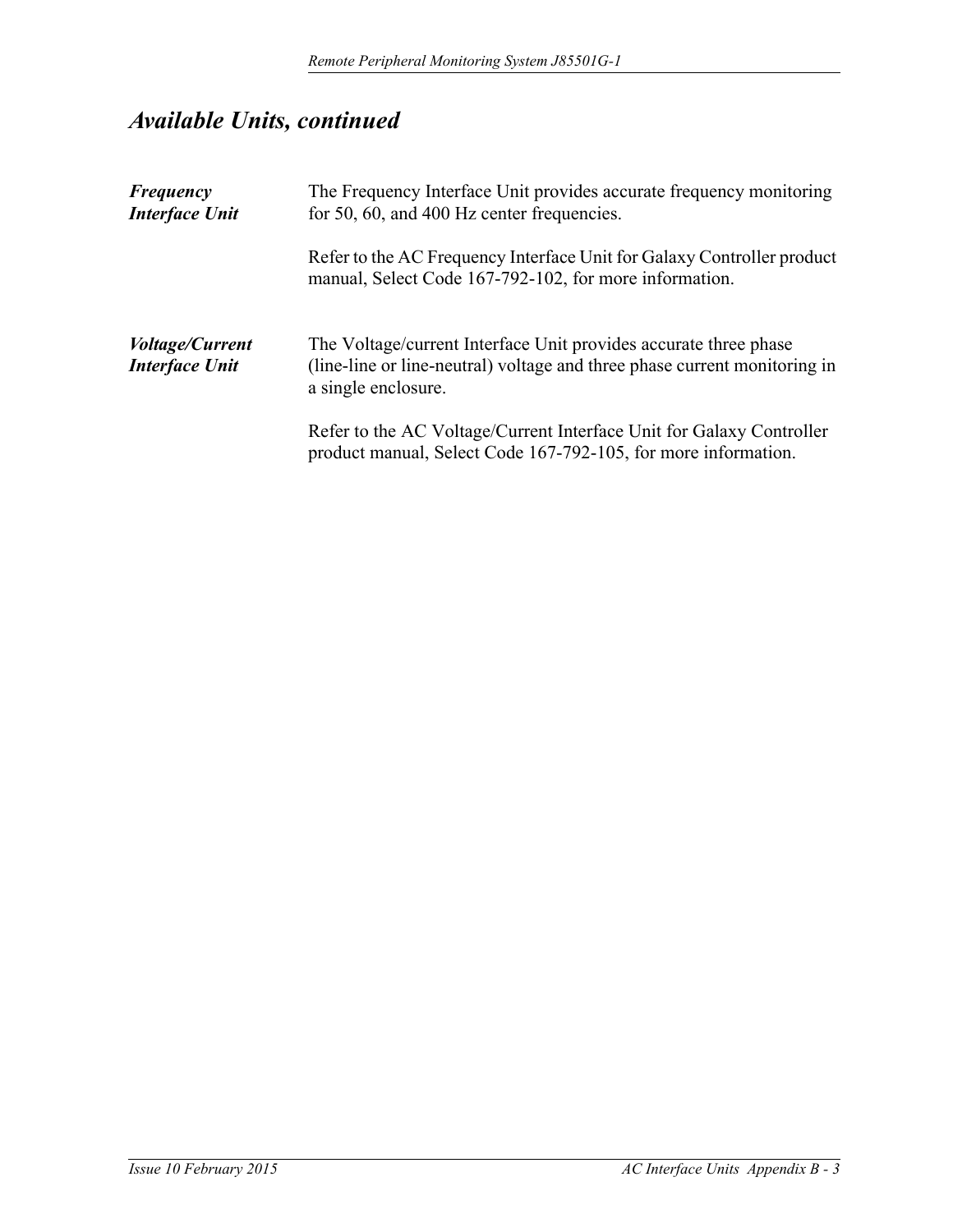## *Available Units, continued*

***Frequency Interface Unit***

The Frequency Interface Unit provides accurate frequency monitoring for 50, 60, and 400 Hz center frequencies.

Refer to the AC Frequency Interface Unit for Galaxy Controller product manual, Select Code 167-792-102, for more information.

***Voltage/Current Interface Unit***

The Voltage/current Interface Unit provides accurate three phase (line-line or line-neutral) voltage and three phase current monitoring in a single enclosure.

Refer to the AC Voltage/Current Interface Unit for Galaxy Controller product manual, Select Code 167-792-105, for more information.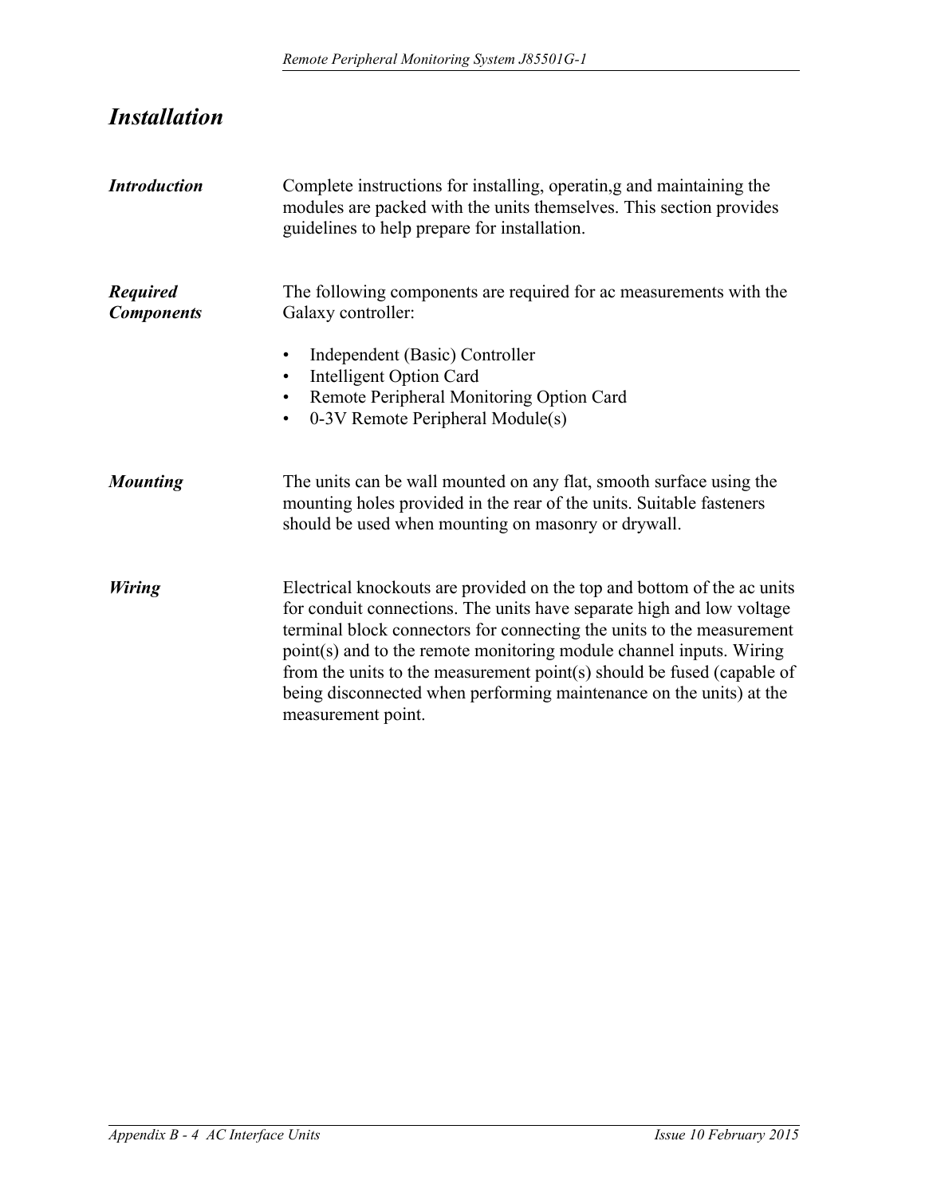# *Installation*

***Introduction***

Complete instructions for installing, operatin,g and maintaining the modules are packed with the units themselves. This section provides guidelines to help prepare for installation.

***Required Components***

The following components are required for ac measurements with the Galaxy controller:

- Independent (Basic) Controller
- Intelligent Option Card
- Remote Peripheral Monitoring Option Card
- 0-3V Remote Peripheral Module(s)

***Mounting***

The units can be wall mounted on any flat, smooth surface using the mounting holes provided in the rear of the units. Suitable fasteners should be used when mounting on masonry or drywall.

***Wiring***

Electrical knockouts are provided on the top and bottom of the ac units for conduit connections. The units have separate high and low voltage terminal block connectors for connecting the units to the measurement point(s) and to the remote monitoring module channel inputs. Wiring from the units to the measurement point(s) should be fused (capable of being disconnected when performing maintenance on the units) at the measurement point.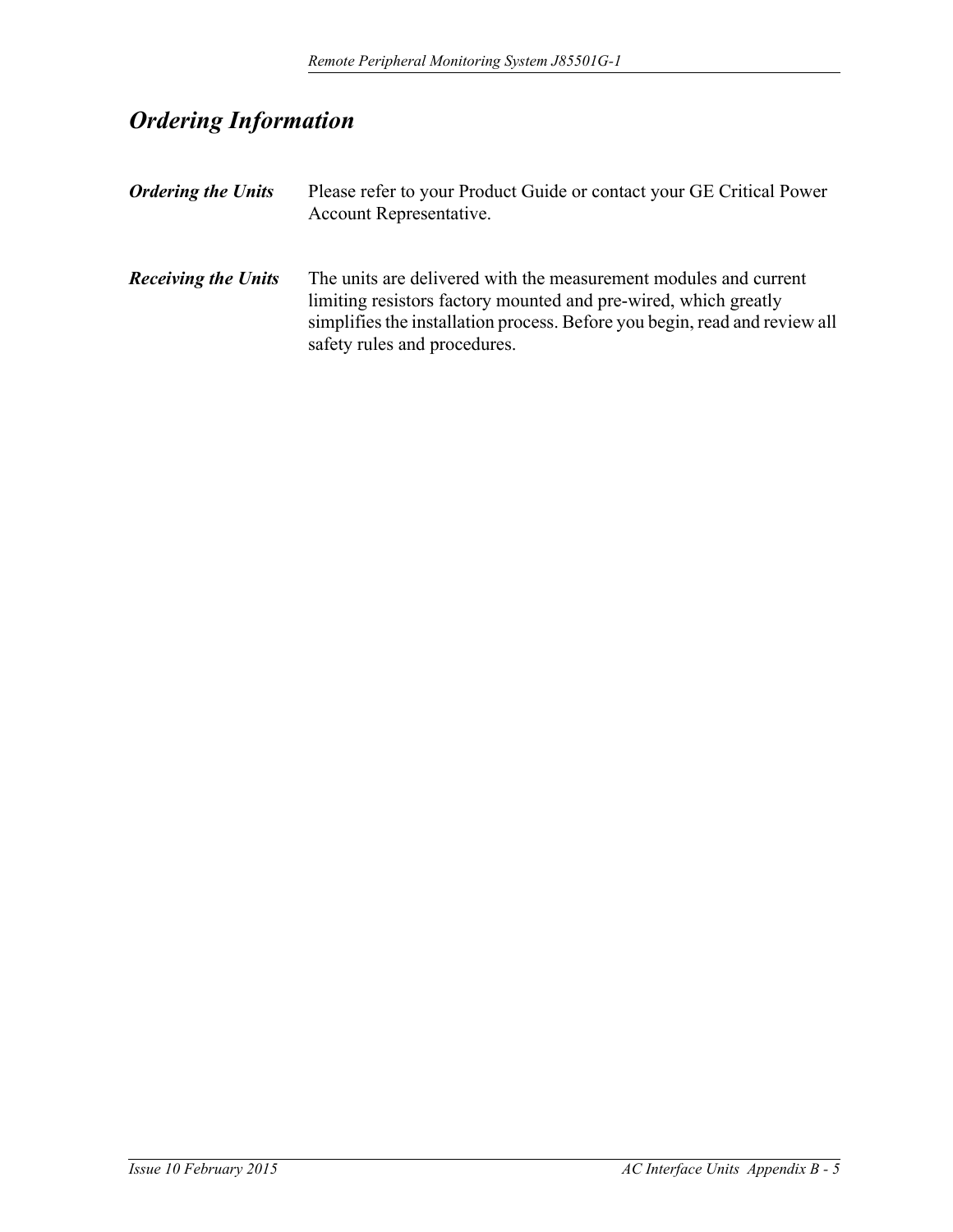## *Ordering Information*

***Ordering the Units***

Please refer to your Product Guide or contact your GE Critical Power Account Representative.

***Receiving the Units***

The units are delivered with the measurement modules and current limiting resistors factory mounted and pre-wired, which greatly simplifies the installation process. Before you begin, read and review all safety rules and procedures.